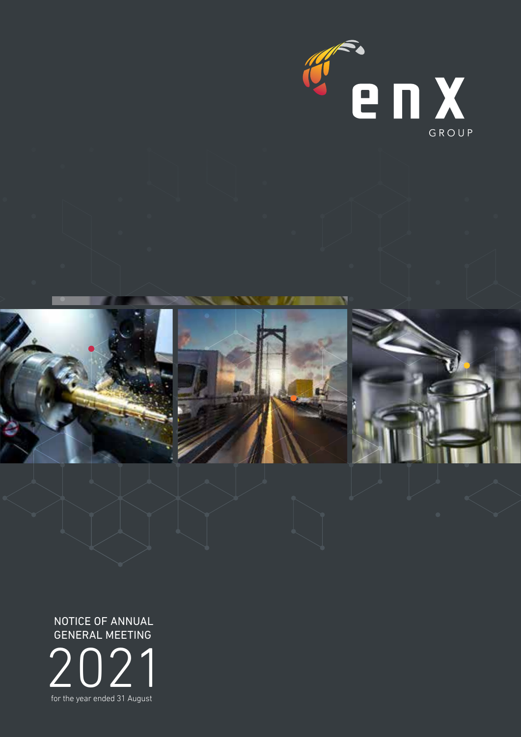enX

GROUP

# NOTICE OF ANNUAL GENERAL MEETING 2021

for the year ended 31 August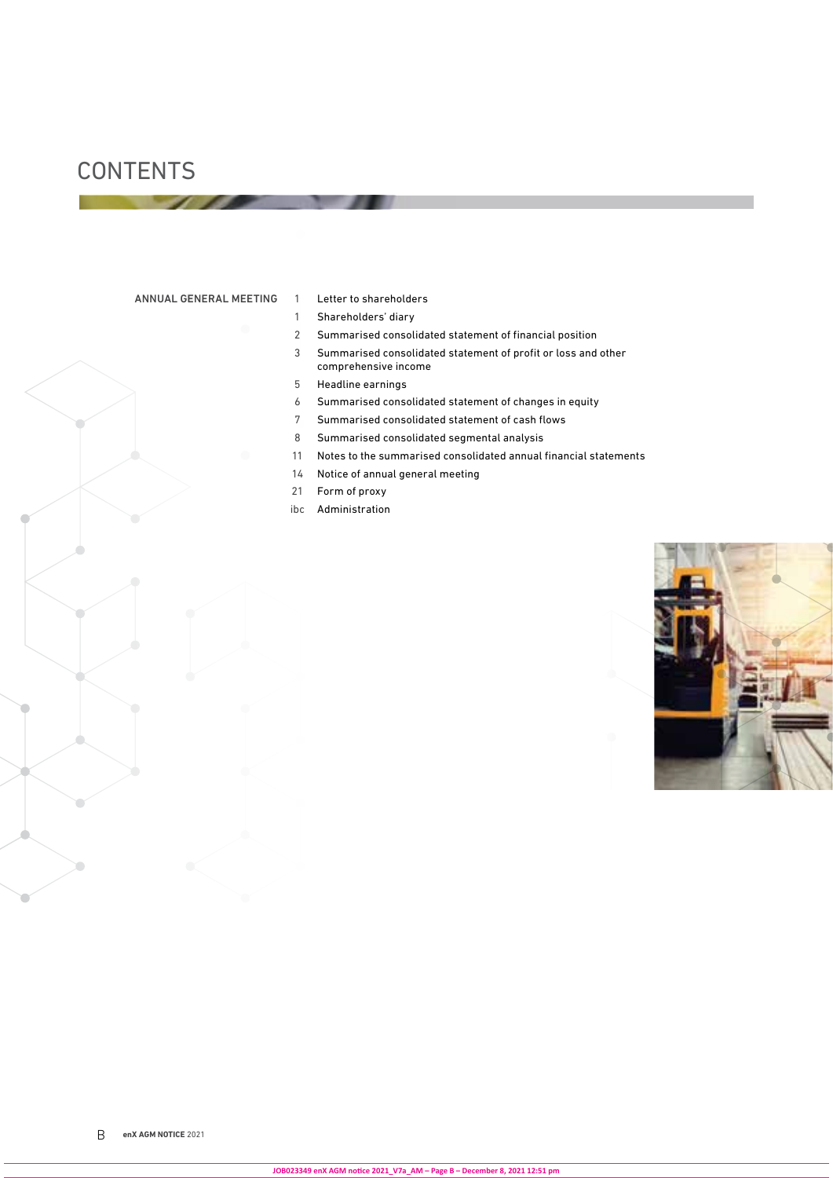# CONTENTS

| ANNUAL GENERAL MEETING | | |
|---|---|---|
| | 1 | Letter to shareholders |
| | 1 | Shareholders' diary |
| | 2 | Summarised consolidated statement of financial position |
| | 3 | Summarised consolidated statement of profit or loss and other comprehensive income |
| | 5 | Headline earnings |
| | 6 | Summarised consolidated statement of changes in equity |
| | 7 | Summarised consolidated statement of cash flows |
| | 8 | Summarised consolidated segmental analysis |
| | 11 | Notes to the summarised consolidated annual financial statements |
| | 14 | Notice of annual general meeting |
| | 21 | Form of proxy |
| | ibc | Administration |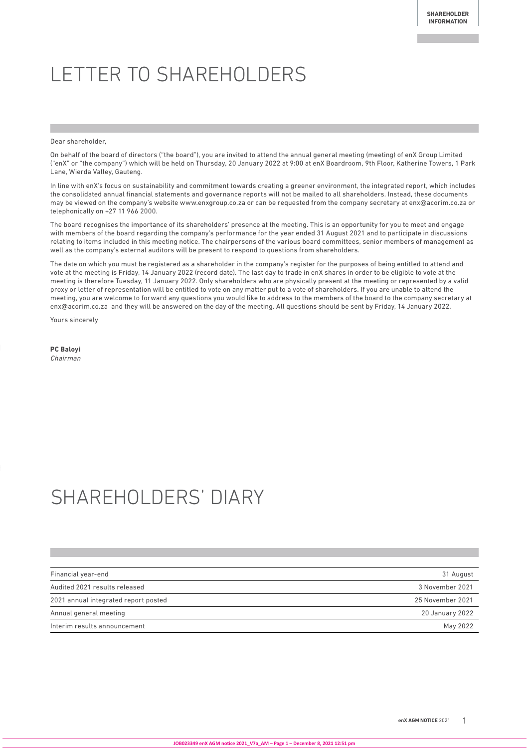# LETTER TO SHAREHOLDERS

Dear shareholder,

On behalf of the board of directors ("the board"), you are invited to attend the annual general meeting (meeting) of enX Group Limited ("enX" or "the company") which will be held on Thursday, 20 January 2022 at 9:00 at enX Boardroom, 9th Floor, Katherine Towers, 1 Park Lane, Wierda Valley, Gauteng.

In line with enX's focus on sustainability and commitment towards creating a greener environment, the integrated report, which includes the consolidated annual financial statements and governance reports will not be mailed to all shareholders. Instead, these documents may be viewed on the company's website www.enxgroup.co.za or can be requested from the company secretary at enx@acorim.co.za or telephonically on +27 11 966 2000.

The board recognises the importance of its shareholders' presence at the meeting. This is an opportunity for you to meet and engage with members of the board regarding the company's performance for the year ended 31 August 2021 and to participate in discussions relating to items included in this meeting notice. The chairpersons of the various board committees, senior members of management as well as the company's external auditors will be present to respond to questions from shareholders.

The date on which you must be registered as a shareholder in the company's register for the purposes of being entitled to attend and vote at the meeting is Friday, 14 January 2022 (record date). The last day to trade in enX shares in order to be eligible to vote at the meeting is therefore Tuesday, 11 January 2022. Only shareholders who are physically present at the meeting or represented by a valid proxy or letter of representation will be entitled to vote on any matter put to a vote of shareholders. If you are unable to attend the meeting, you are welcome to forward any questions you would like to address to the members of the board to the company secretary at enx@acorim.co.za and they will be answered on the day of the meeting. All questions should be sent by Friday, 14 January 2022.

Yours sincerely

**PC Baloyi**
*Chairman*

# SHAREHOLDERS' DIARY

| | |
|---|---|
| Financial year-end | 31 August |
| Audited 2021 results released | 3 November 2021 |
| 2021 annual integrated report posted | 25 November 2021 |
| Annual general meeting | 20 January 2022 |
| Interim results announcement | May 2022 |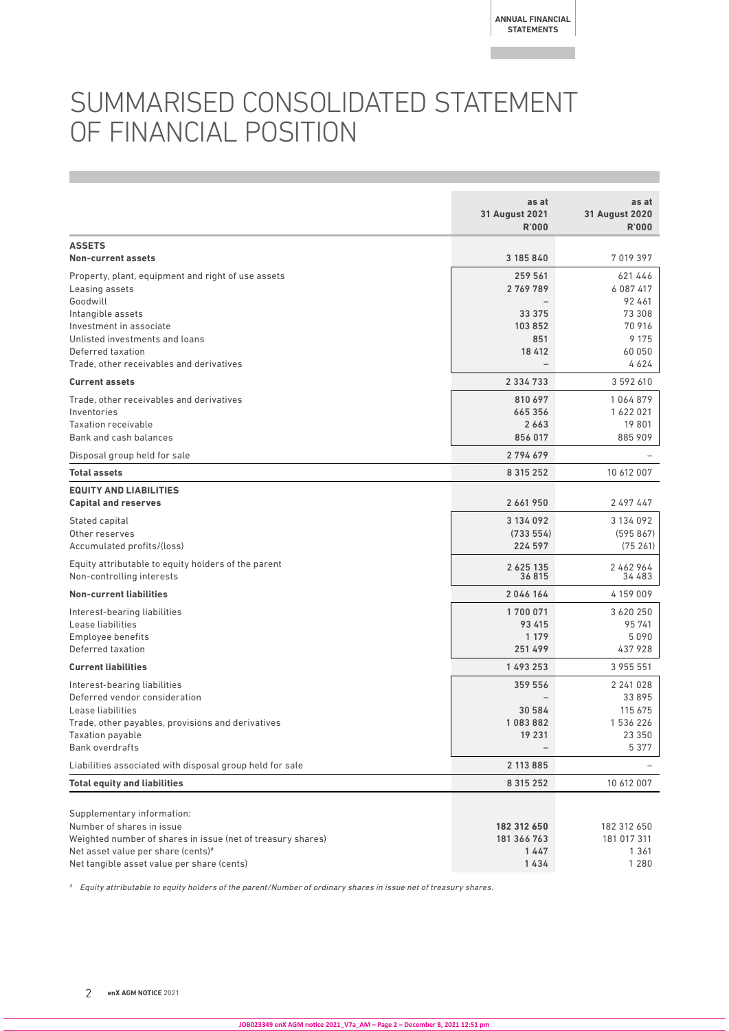# SUMMARISED CONSOLIDATED STATEMENT OF FINANCIAL POSITION

| | as at 31 August 2021 R'000 | as at 31 August 2020 R'000 |
|---|---|---|
| **ASSETS** | | |
| **Non-current assets** | 3 185 840 | 7 019 397 |
| Property, plant, equipment and right of use assets | 259 561 | 621 446 |
| Leasing assets | 2 769 789 | 6 087 417 |
| Goodwill | – | 92 461 |
| Intangible assets | 33 375 | 73 308 |
| Investment in associate | 103 852 | 70 916 |
| Unlisted investments and loans | 851 | 9 175 |
| Deferred taxation | 18 412 | 60 050 |
| Trade, other receivables and derivatives | – | 4 624 |
| **Current assets** | 2 334 733 | 3 592 610 |
| Trade, other receivables and derivatives | 810 697 | 1 064 879 |
| Inventories | 665 356 | 1 622 021 |
| Taxation receivable | 2 663 | 19 801 |
| Bank and cash balances | 856 017 | 885 909 |
| Disposal group held for sale | 2 794 679 | – |
| **Total assets** | 8 315 252 | 10 612 007 |
| **EQUITY AND LIABILITIES** | | |
| **Capital and reserves** | 2 661 950 | 2 497 447 |
| Stated capital | 3 134 092 | 3 134 092 |
| Other reserves | (733 554) | (595 867) |
| Accumulated profits/(loss) | 224 597 | (75 261) |
| Equity attributable to equity holders of the parent | 2 625 135 | 2 462 964 |
| Non-controlling interests | 36 815 | 34 483 |
| **Non-current liabilities** | 2 046 164 | 4 159 009 |
| Interest-bearing liabilities | 1 700 071 | 3 620 250 |
| Lease liabilities | 93 415 | 95 741 |
| Employee benefits | 1 179 | 5 090 |
| Deferred taxation | 251 499 | 437 928 |
| **Current liabilities** | 1 493 253 | 3 955 551 |
| Interest-bearing liabilities | 359 556 | 2 241 028 |
| Deferred vendor consideration | – | 33 895 |
| Lease liabilities | 30 584 | 115 675 |
| Trade, other payables, provisions and derivatives | 1 083 882 | 1 536 226 |
| Taxation payable | 19 231 | 23 350 |
| Bank overdrafts | – | 5 377 |
| Liabilities associated with disposal group held for sale | 2 113 885 | – |
| **Total equity and liabilities** | 8 315 252 | 10 612 007 |
| Supplementary information: | | |
| Number of shares in issue | 182 312 650 | 182 312 650 |
| Weighted number of shares in issue (net of treasury shares) | 181 366 763 | 181 017 311 |
| Net asset value per share (cents)# | 1 447 | 1 361 |
| Net tangible asset value per share (cents) | 1 434 | 1 280 |

# *Equity attributable to equity holders of the parent/Number of ordinary shares in issue net of treasury shares.*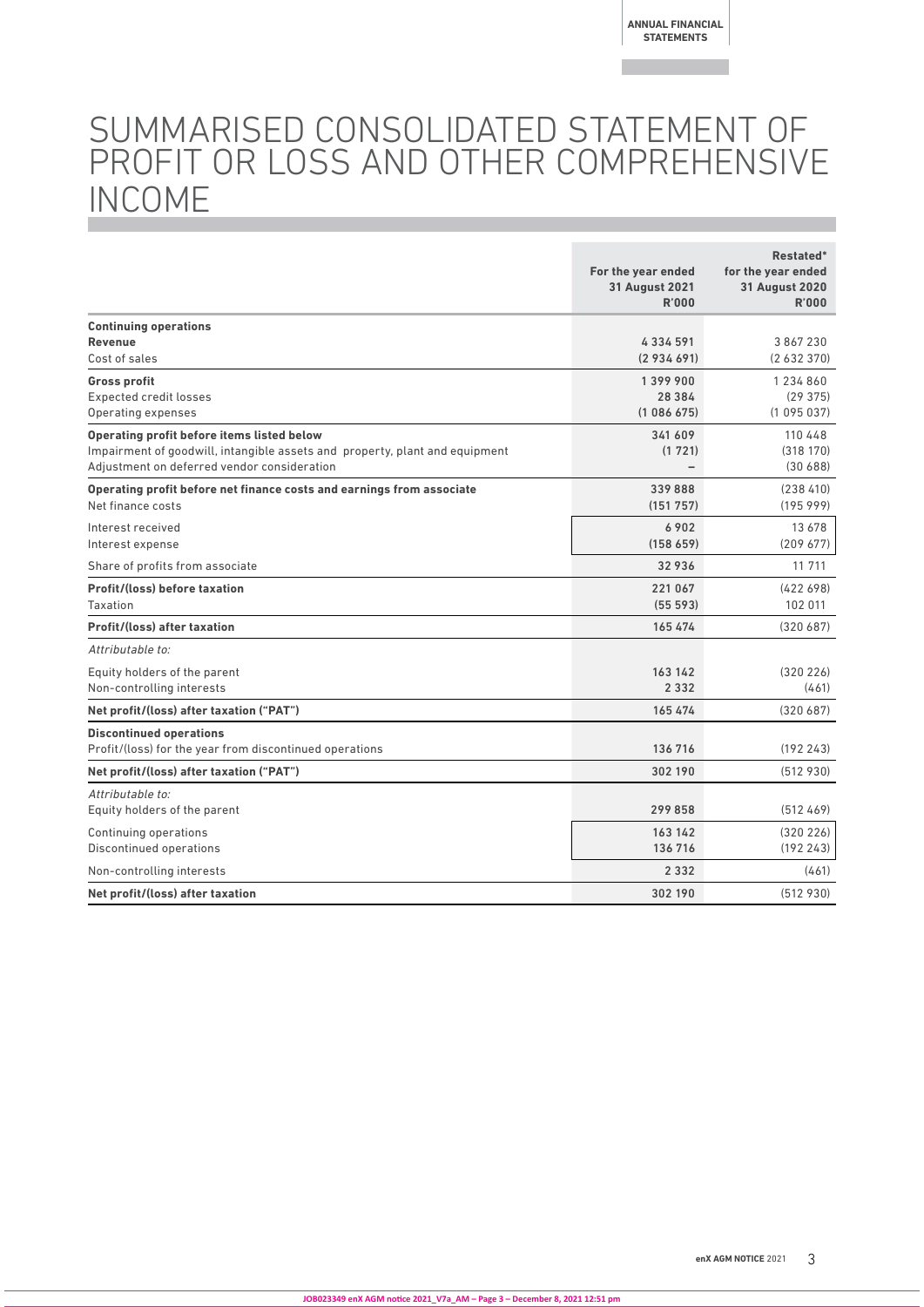# SUMMARISED CONSOLIDATED STATEMENT OF PROFIT OR LOSS AND OTHER COMPREHENSIVE INCOME

| | For the year ended 31 August 2021 R'000 | Restated* for the year ended 31 August 2020 R'000 |
|---|---|---|
| **Continuing operations** | | |
| **Revenue** | 4 334 591 | 3 867 230 |
| Cost of sales | (2 934 691) | (2 632 370) |
| **Gross profit** | 1 399 900 | 1 234 860 |
| Expected credit losses | 28 384 | (29 375) |
| Operating expenses | (1 086 675) | (1 095 037) |
| **Operating profit before items listed below** | 341 609 | 110 448 |
| Impairment of goodwill, intangible assets and property, plant and equipment | (1 721) | (318 170) |
| Adjustment on deferred vendor consideration | – | (30 688) |
| **Operating profit before net finance costs and earnings from associate** | 339 888 | (238 410) |
| Net finance costs | (151 757) | (195 999) |
| Interest received | 6 902 | 13 678 |
| Interest expense | (158 659) | (209 677) |
| Share of profits from associate | 32 936 | 11 711 |
| **Profit/(loss) before taxation** | 221 067 | (422 698) |
| Taxation | (55 593) | 102 011 |
| **Profit/(loss) after taxation** | 165 474 | (320 687) |
| *Attributable to:* | | |
| Equity holders of the parent | 163 142 | (320 226) |
| Non-controlling interests | 2 332 | (461) |
| **Net profit/(loss) after taxation ("PAT")** | 165 474 | (320 687) |
| **Discontinued operations** | | |
| Profit/(loss) for the year from discontinued operations | 136 716 | (192 243) |
| **Net profit/(loss) after taxation ("PAT")** | 302 190 | (512 930) |
| *Attributable to:* | | |
| Equity holders of the parent | 299 858 | (512 469) |
| Continuing operations | 163 142 | (320 226) |
| Discontinued operations | 136 716 | (192 243) |
| Non-controlling interests | 2 332 | (461) |
| **Net profit/(loss) after taxation** | 302 190 | (512 930) |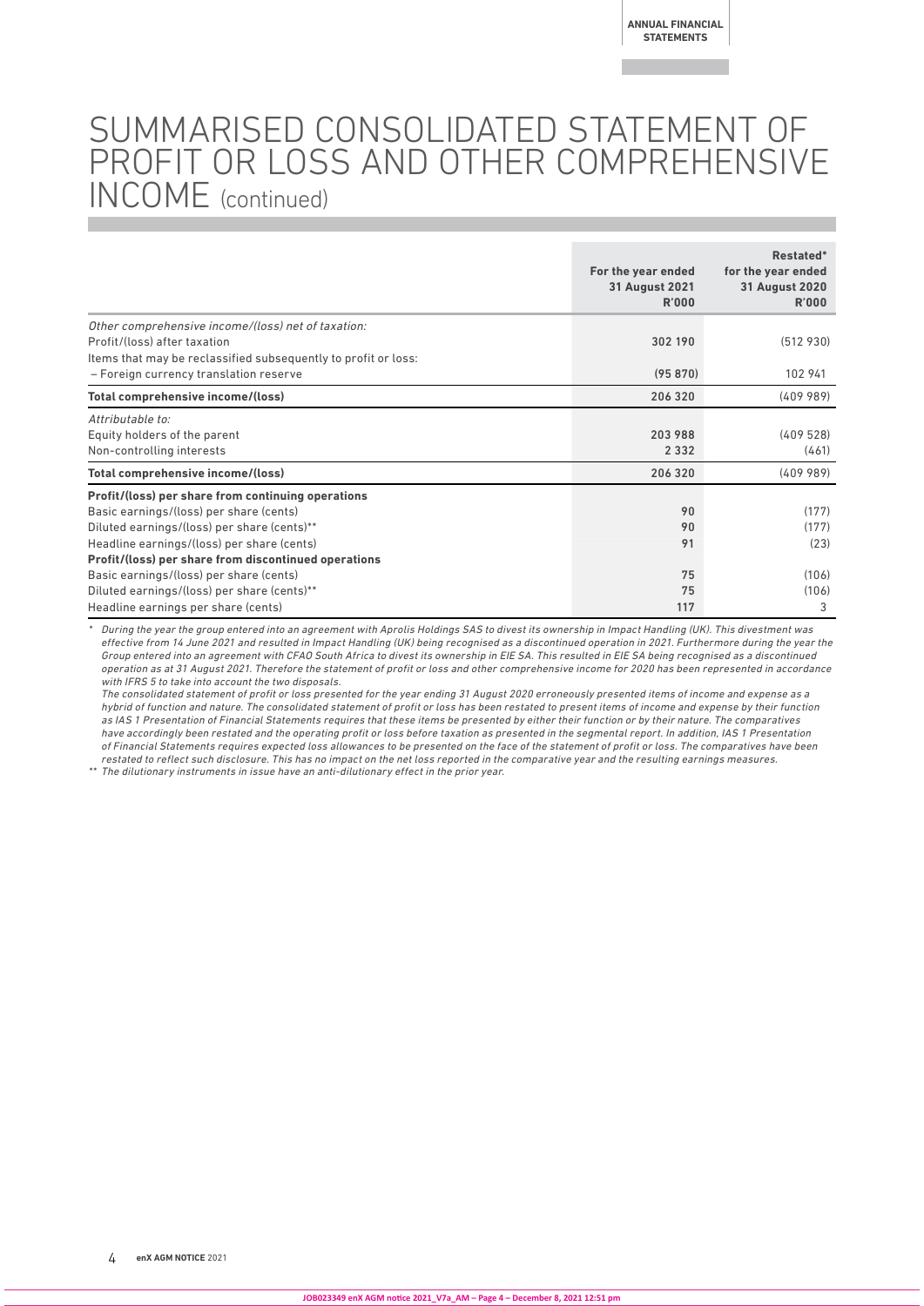# SUMMARISED CONSOLIDATED STATEMENT OF PROFIT OR LOSS AND OTHER COMPREHENSIVE INCOME (continued)

| | For the year ended 31 August 2021 R'000 | Restated* for the year ended 31 August 2020 R'000 |
|---|---|---|
| *Other comprehensive income/(loss) net of taxation:* | | |
| Profit/(loss) after taxation | 302 190 | (512 930) |
| Items that may be reclassified subsequently to profit or loss: | | |
| – Foreign currency translation reserve | (95 870) | 102 941 |
| **Total comprehensive income/(loss)** | 206 320 | (409 989) |
| *Attributable to:* | | |
| Equity holders of the parent | 203 988 | (409 528) |
| Non-controlling interests | 2 332 | (461) |
| **Total comprehensive income/(loss)** | 206 320 | (409 989) |
| **Profit/(loss) per share from continuing operations** | | |
| Basic earnings/(loss) per share (cents) | 90 | (177) |
| Diluted earnings/(loss) per share (cents)** | 90 | (177) |
| Headline earnings/(loss) per share (cents) | 91 | (23) |
| **Profit/(loss) per share from discontinued operations** | | |
| Basic earnings/(loss) per share (cents) | 75 | (106) |
| Diluted earnings/(loss) per share (cents)** | 75 | (106) |
| Headline earnings per share (cents) | 117 | 3 |

\* *During the year the group entered into an agreement with Aprolis Holdings SAS to divest its ownership in Impact Handling (UK). This divestment was effective from 14 June 2021 and resulted in Impact Handling (UK) being recognised as a discontinued operation in 2021. Furthermore during the year the Group entered into an agreement with CFAO South Africa to divest its ownership in EIE SA. This resulted in EIE SA being recognised as a discontinued operation as at 31 August 2021. Therefore the statement of profit or loss and other comprehensive income for 2020 has been represented in accordance with IFRS 5 to take into account the two disposals.*

*The consolidated statement of profit or loss presented for the year ending 31 August 2020 erroneously presented items of income and expense as a hybrid of function and nature. The consolidated statement of profit or loss has been restated to present items of income and expense by their function as IAS 1 Presentation of Financial Statements requires that these items be presented by either their function or by their nature. The comparatives have accordingly been restated and the operating profit or loss before taxation as presented in the segmental report. In addition, IAS 1 Presentation of Financial Statements requires expected loss allowances to be presented on the face of the statement of profit or loss. The comparatives have been restated to reflect such disclosure. This has no impact on the net loss reported in the comparative year and the resulting earnings measures.*

\*\* *The dilutionary instruments in issue have an anti-dilutionary effect in the prior year.*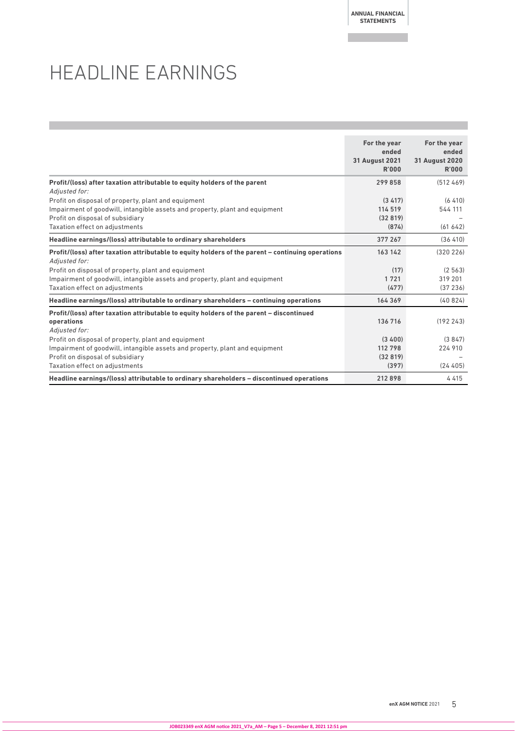# HEADLINE EARNINGS

| | For the year ended 31 August 2021 R'000 | For the year ended 31 August 2020 R'000 |
|---|---|---|
| **Profit/(loss) after taxation attributable to equity holders of the parent** | **299 858** | (512 469) |
| *Adjusted for:* | | |
| Profit on disposal of property, plant and equipment | **(3 417)** | (6 410) |
| Impairment of goodwill, intangible assets and property, plant and equipment | **114 519** | 544 111 |
| Profit on disposal of subsidiary | **(32 819)** | – |
| Taxation effect on adjustments | **(874)** | (61 642) |
| **Headline earnings/(loss) attributable to ordinary shareholders** | **377 267** | (36 410) |
| **Profit/(loss) after taxation attributable to equity holders of the parent – continuing operations** | **163 142** | (320 226) |
| *Adjusted for:* | | |
| Profit on disposal of property, plant and equipment | **(17)** | (2 563) |
| Impairment of goodwill, intangible assets and property, plant and equipment | **1 721** | 319 201 |
| Taxation effect on adjustments | **(477)** | (37 236) |
| **Headline earnings/(loss) attributable to ordinary shareholders – continuing operations** | **164 369** | (40 824) |
| **Profit/(loss) after taxation attributable to equity holders of the parent – discontinued operations** | **136 716** | (192 243) |
| *Adjusted for:* | | |
| Profit on disposal of property, plant and equipment | **(3 400)** | (3 847) |
| Impairment of goodwill, intangible assets and property, plant and equipment | **112 798** | 224 910 |
| Profit on disposal of subsidiary | **(32 819)** | – |
| Taxation effect on adjustments | **(397)** | (24 405) |
| **Headline earnings/(loss) attributable to ordinary shareholders – discontinued operations** | **212 898** | 4 415 |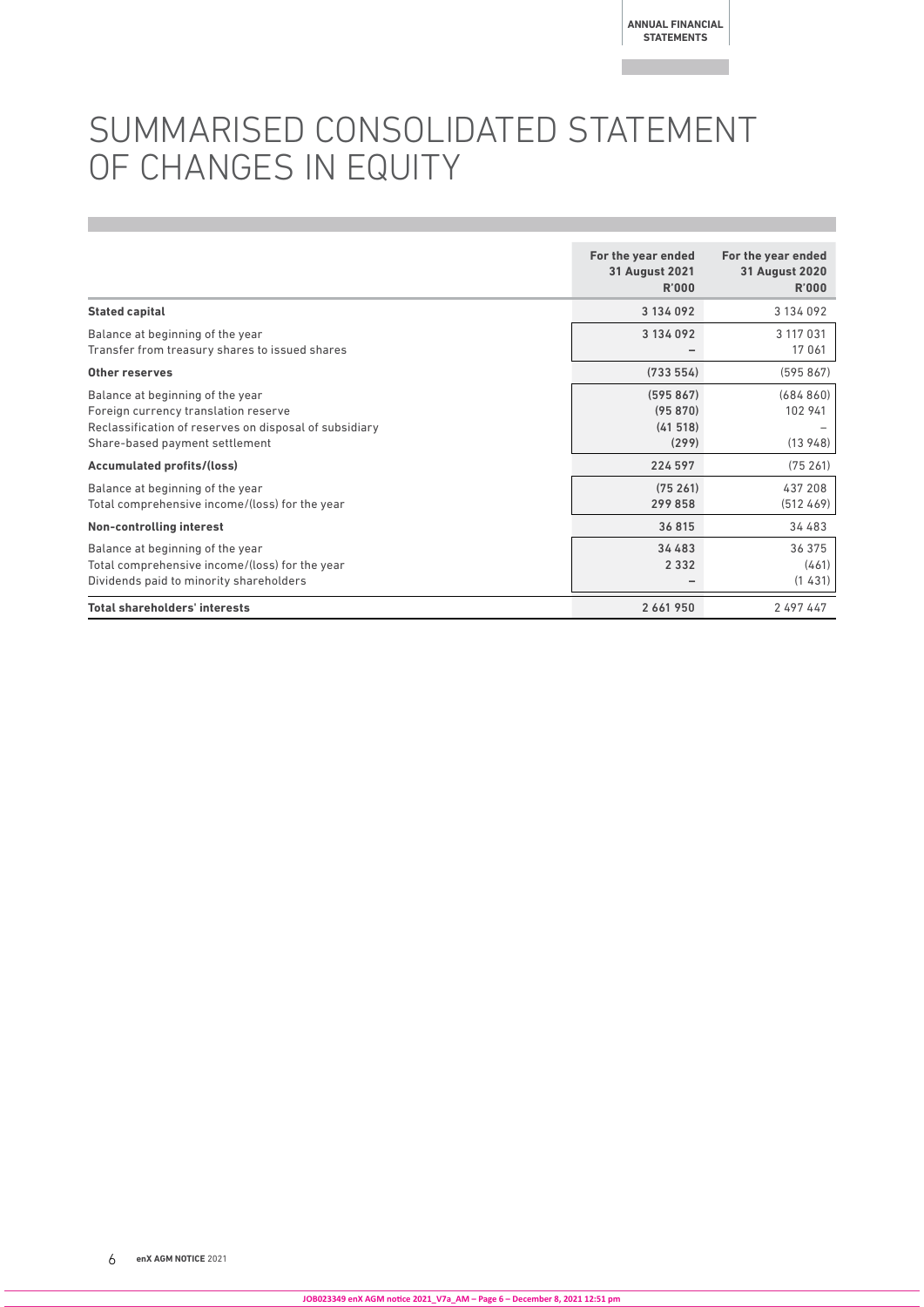# SUMMARISED CONSOLIDATED STATEMENT OF CHANGES IN EQUITY

| | For the year ended 31 August 2021 R'000 | For the year ended 31 August 2020 R'000 |
|---|---|---|
| **Stated capital** | **3 134 092** | 3 134 092 |
| Balance at beginning of the year | 3 134 092 | 3 117 031 |
| Transfer from treasury shares to issued shares | – | 17 061 |
| **Other reserves** | **(733 554)** | (595 867) |
| Balance at beginning of the year | (595 867) | (684 860) |
| Foreign currency translation reserve | (95 870) | 102 941 |
| Reclassification of reserves on disposal of subsidiary | (41 518) | – |
| Share-based payment settlement | (299) | (13 948) |
| **Accumulated profits/(loss)** | **224 597** | (75 261) |
| Balance at beginning of the year | (75 261) | 437 208 |
| Total comprehensive income/(loss) for the year | 299 858 | (512 469) |
| **Non-controlling interest** | **36 815** | 34 483 |
| Balance at beginning of the year | 34 483 | 36 375 |
| Total comprehensive income/(loss) for the year | 2 332 | (461) |
| Dividends paid to minority shareholders | – | (1 431) |
| **Total shareholders' interests** | **2 661 950** | 2 497 447 |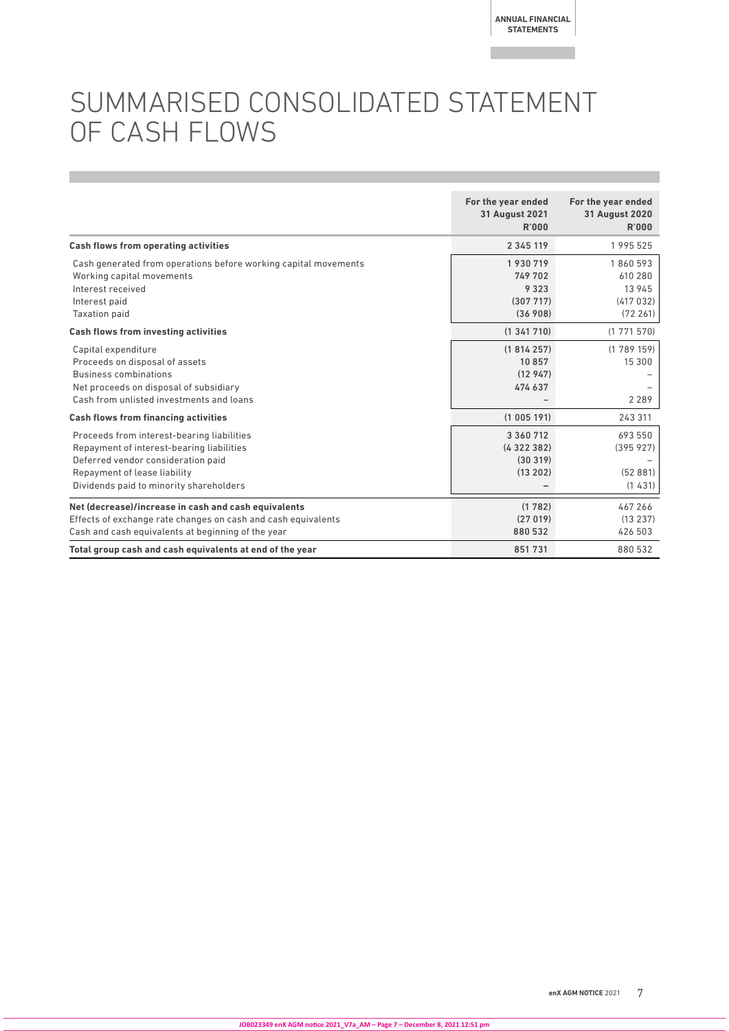# SUMMARISED CONSOLIDATED STATEMENT OF CASH FLOWS

| | For the year ended 31 August 2021 R'000 | For the year ended 31 August 2020 R'000 |
|---|---|---|
| **Cash flows from operating activities** | 2 345 119 | 1 995 525 |
| Cash generated from operations before working capital movements | 1 930 719 | 1 860 593 |
| Working capital movements | 749 702 | 610 280 |
| Interest received | 9 323 | 13 945 |
| Interest paid | (307 717) | (417 032) |
| Taxation paid | (36 908) | (72 261) |
| **Cash flows from investing activities** | (1 341 710) | (1 771 570) |
| Capital expenditure | (1 814 257) | (1 789 159) |
| Proceeds on disposal of assets | 10 857 | 15 300 |
| Business combinations | (12 947) | – |
| Net proceeds on disposal of subsidiary | 474 637 | – |
| Cash from unlisted investments and loans | – | 2 289 |
| **Cash flows from financing activities** | (1 005 191) | 243 311 |
| Proceeds from interest-bearing liabilities | 3 360 712 | 693 550 |
| Repayment of interest-bearing liabilities | (4 322 382) | (395 927) |
| Deferred vendor consideration paid | (30 319) | – |
| Repayment of lease liability | (13 202) | (52 881) |
| Dividends paid to minority shareholders | – | (1 431) |
| **Net (decrease)/increase in cash and cash equivalents** | (1 782) | 467 266 |
| Effects of exchange rate changes on cash and cash equivalents | (27 019) | (13 237) |
| Cash and cash equivalents at beginning of the year | 880 532 | 426 503 |
| **Total group cash and cash equivalents at end of the year** | 851 731 | 880 532 |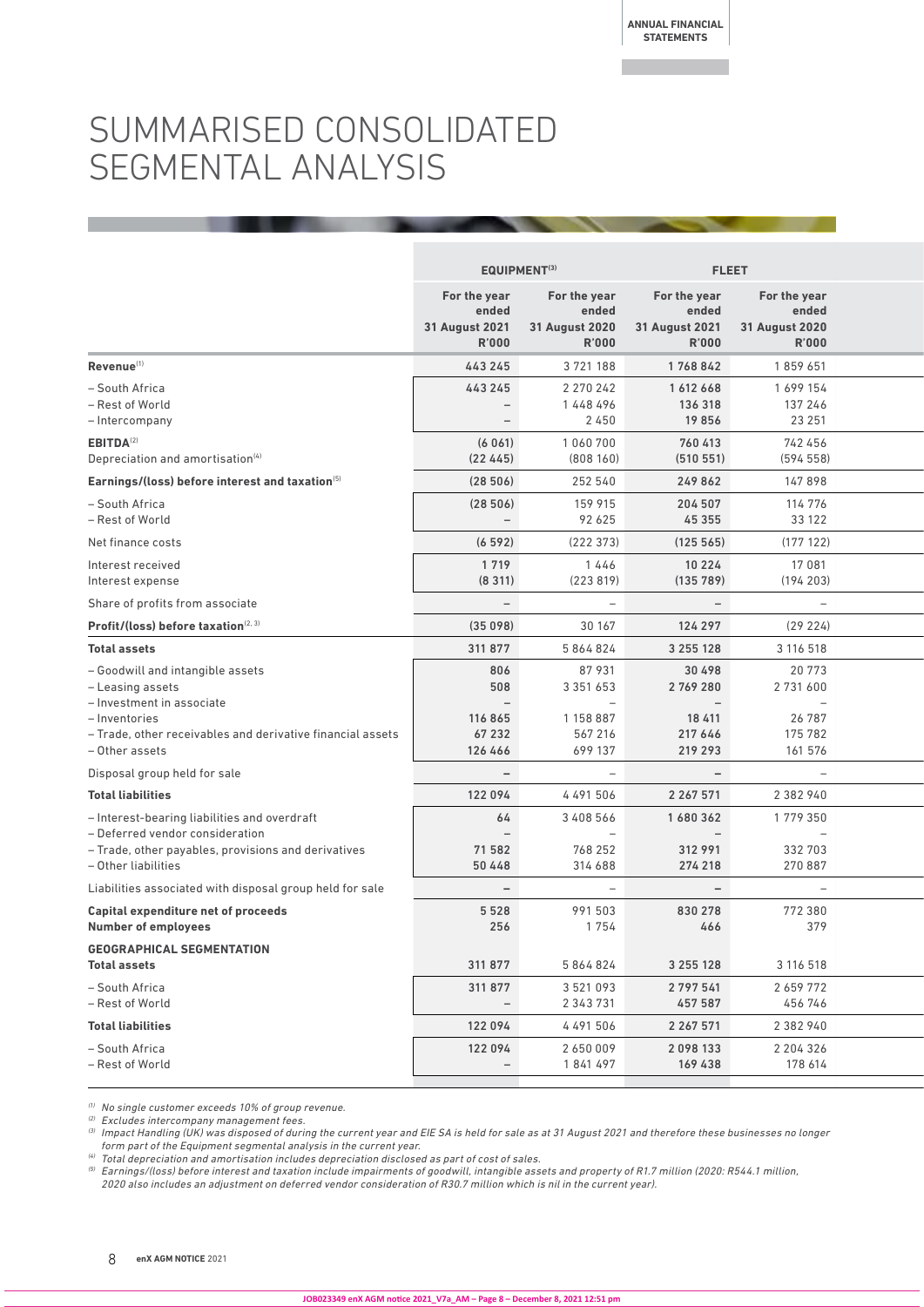# SUMMARISED CONSOLIDATED SEGMENTAL ANALYSIS

| | EQUIPMENT[3] | | FLEET | |
|---|---|---|---|---|
| | For the year ended 31 August 2021 R'000 | For the year ended 31 August 2020 R'000 | For the year ended 31 August 2021 R'000 | For the year ended 31 August 2020 R'000 |
| **Revenue**[1] | **443 245** | 3 721 188 | **1 768 842** | 1 859 651 |
| – South Africa | **443 245** | 2 270 242 | **1 612 668** | 1 699 154 |
| – Rest of World | **–** | 1 448 496 | **136 318** | 137 246 |
| – Intercompany | **–** | 2 450 | **19 856** | 23 251 |
| **EBITDA**[2] | **(6 061)** | 1 060 700 | **760 413** | 742 456 |
| Depreciation and amortisation[4] | **(22 445)** | (808 160) | **(510 551)** | (594 558) |
| **Earnings/(loss) before interest and taxation**[5] | **(28 506)** | 252 540 | **249 862** | 147 898 |
| – South Africa | **(28 506)** | 159 915 | **204 507** | 114 776 |
| – Rest of World | **–** | 92 625 | **45 355** | 33 122 |
| Net finance costs | **(6 592)** | (222 373) | **(125 565)** | (177 122) |
| Interest received | **1 719** | 1 446 | **10 224** | 17 081 |
| Interest expense | **(8 311)** | (223 819) | **(135 789)** | (194 203) |
| Share of profits from associate | **–** | – | **–** | – |
| **Profit/(loss) before taxation**[2, 3] | **(35 098)** | 30 167 | **124 297** | (29 224) |
| **Total assets** | **311 877** | 5 864 824 | **3 255 128** | 3 116 518 |
| – Goodwill and intangible assets | **806** | 87 931 | **30 498** | 20 773 |
| – Leasing assets | **508** | 3 351 653 | **2 769 280** | 2 731 600 |
| – Investment in associate | **–** | – | **–** | – |
| – Inventories | **116 865** | 1 158 887 | **18 411** | 26 787 |
| – Trade, other receivables and derivative financial assets | **67 232** | 567 216 | **217 646** | 175 782 |
| – Other assets | **126 466** | 699 137 | **219 293** | 161 576 |
| Disposal group held for sale | **–** | – | **–** | – |
| **Total liabilities** | **122 094** | 4 491 506 | **2 267 571** | 2 382 940 |
| – Interest-bearing liabilities and overdraft | **64** | 3 408 566 | **1 680 362** | 1 779 350 |
| – Deferred vendor consideration | **–** | – | **–** | – |
| – Trade, other payables, provisions and derivatives | **71 582** | 768 252 | **312 991** | 332 703 |
| – Other liabilities | **50 448** | 314 688 | **274 218** | 270 887 |
| Liabilities associated with disposal group held for sale | **–** | – | **–** | – |
| **Capital expenditure net of proceeds** | **5 528** | 991 503 | **830 278** | 772 380 |
| **Number of employees** | **256** | 1 754 | **466** | 379 |
| **GEOGRAPHICAL SEGMENTATION** | | | | |
| **Total assets** | **311 877** | 5 864 824 | **3 255 128** | 3 116 518 |
| – South Africa | **311 877** | 3 521 093 | **2 797 541** | 2 659 772 |
| – Rest of World | **–** | 2 343 731 | **457 587** | 456 746 |
| **Total liabilities** | **122 094** | 4 491 506 | **2 267 571** | 2 382 940 |
| – South Africa | **122 094** | 2 650 009 | **2 098 133** | 2 204 326 |
| – Rest of World | **–** | 1 841 497 | **169 438** | 178 614 |

*[1] No single customer exceeds 10% of group revenue.*
*[2] Excludes intercompany management fees.*
*[3] Impact Handling (UK) was disposed of during the current year and EIE SA is held for sale as at 31 August 2021 and therefore these businesses no longer form part of the Equipment segmental analysis in the current year.*
*[4] Total depreciation and amortisation includes depreciation disclosed as part of cost of sales.*
*[5] Earnings/(loss) before interest and taxation include impairments of goodwill, intangible assets and property of R1.7 million (2020: R544.1 million, 2020 also includes an adjustment on deferred vendor consideration of R30.7 million which is nil in the current year).*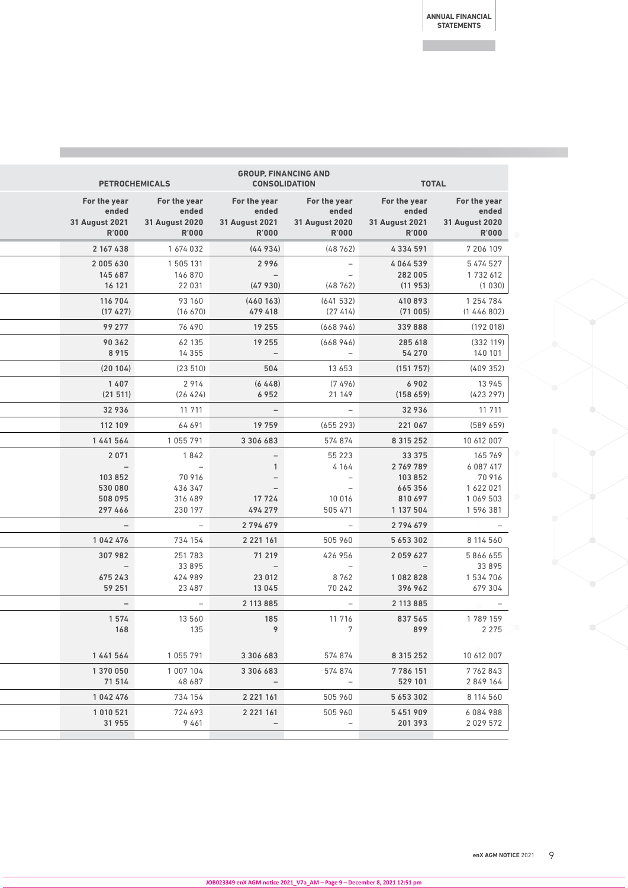| PETROCHEMICALS | | GROUP, FINANCING AND CONSOLIDATION | | TOTAL | |
|---|---|---|---|---|---|
| For the year ended 31 August 2021 R'000 | For the year ended 31 August 2020 R'000 | For the year ended 31 August 2021 R'000 | For the year ended 31 August 2020 R'000 | For the year ended 31 August 2021 R'000 | For the year ended 31 August 2020 R'000 |
| 2 167 438 | 1 674 032 | (44 934) | (48 762) | 4 334 591 | 7 206 109 |
| 2 005 630 | 1 505 131 | 2 996 | – | 4 064 539 | 5 474 527 |
| 145 687 | 146 870 | – | – | 282 005 | 1 732 612 |
| 16 121 | 22 031 | (47 930) | (48 762) | (11 953) | (1 030) |
| 116 704 | 93 160 | (460 163) | (641 532) | 410 893 | 1 254 784 |
| (17 427) | (16 670) | 479 418 | (27 414) | (71 005) | (1 446 802) |
| 99 277 | 76 490 | 19 255 | (668 946) | 339 888 | (192 018) |
| 90 362 | 62 135 | 19 255 | (668 946) | 285 618 | (332 119) |
| 8 915 | 14 355 | – | – | 54 270 | 140 101 |
| (20 104) | (23 510) | 504 | 13 653 | (151 757) | (409 352) |
| 1 407 | 2 914 | (6 448) | (7 496) | 6 902 | 13 945 |
| (21 511) | (26 424) | 6 952 | 21 149 | (158 659) | (423 297) |
| 32 936 | 11 711 | – | – | 32 936 | 11 711 |
| 112 109 | 64 691 | 19 759 | (655 293) | 221 067 | (589 659) |
| 1 441 564 | 1 055 791 | 3 306 683 | 574 874 | 8 315 252 | 10 612 007 |
| 2 071 | 1 842 | – | 55 223 | 33 375 | 165 769 |
| – | – | 1 | 4 164 | 2 769 789 | 6 087 417 |
| 103 852 | 70 916 | – | – | 103 852 | 70 916 |
| 530 080 | 436 347 | – | – | 665 356 | 1 622 021 |
| 508 095 | 316 489 | 17 724 | 10 016 | 810 697 | 1 069 503 |
| 297 466 | 230 197 | 494 279 | 505 471 | 1 137 504 | 1 596 381 |
| – | – | 2 794 679 | – | 2 794 679 | – |
| 1 042 476 | 734 154 | 2 221 161 | 505 960 | 5 653 302 | 8 114 560 |
| 307 982 | 251 783 | 71 219 | 426 956 | 2 059 627 | 5 866 655 |
| – | 33 895 | – | – | – | 33 895 |
| 675 243 | 424 989 | 23 012 | 8 762 | 1 082 828 | 1 534 706 |
| 59 251 | 23 487 | 13 045 | 70 242 | 396 962 | 679 304 |
| – | – | 2 113 885 | – | 2 113 885 | – |
| 1 574 | 13 560 | 185 | 11 716 | 837 565 | 1 789 159 |
| 168 | 135 | 9 | 7 | 899 | 2 275 |
| 1 441 564 | 1 055 791 | 3 306 683 | 574 874 | 8 315 252 | 10 612 007 |
| 1 370 050 | 1 007 104 | 3 306 683 | 574 874 | 7 786 151 | 7 762 843 |
| 71 514 | 48 687 | – | – | 529 101 | 2 849 164 |
| 1 042 476 | 734 154 | 2 221 161 | 505 960 | 5 653 302 | 8 114 560 |
| 1 010 521 | 724 693 | 2 221 161 | 505 960 | 5 451 909 | 6 084 988 |
| 31 955 | 9 461 | – | – | 201 393 | 2 029 572 |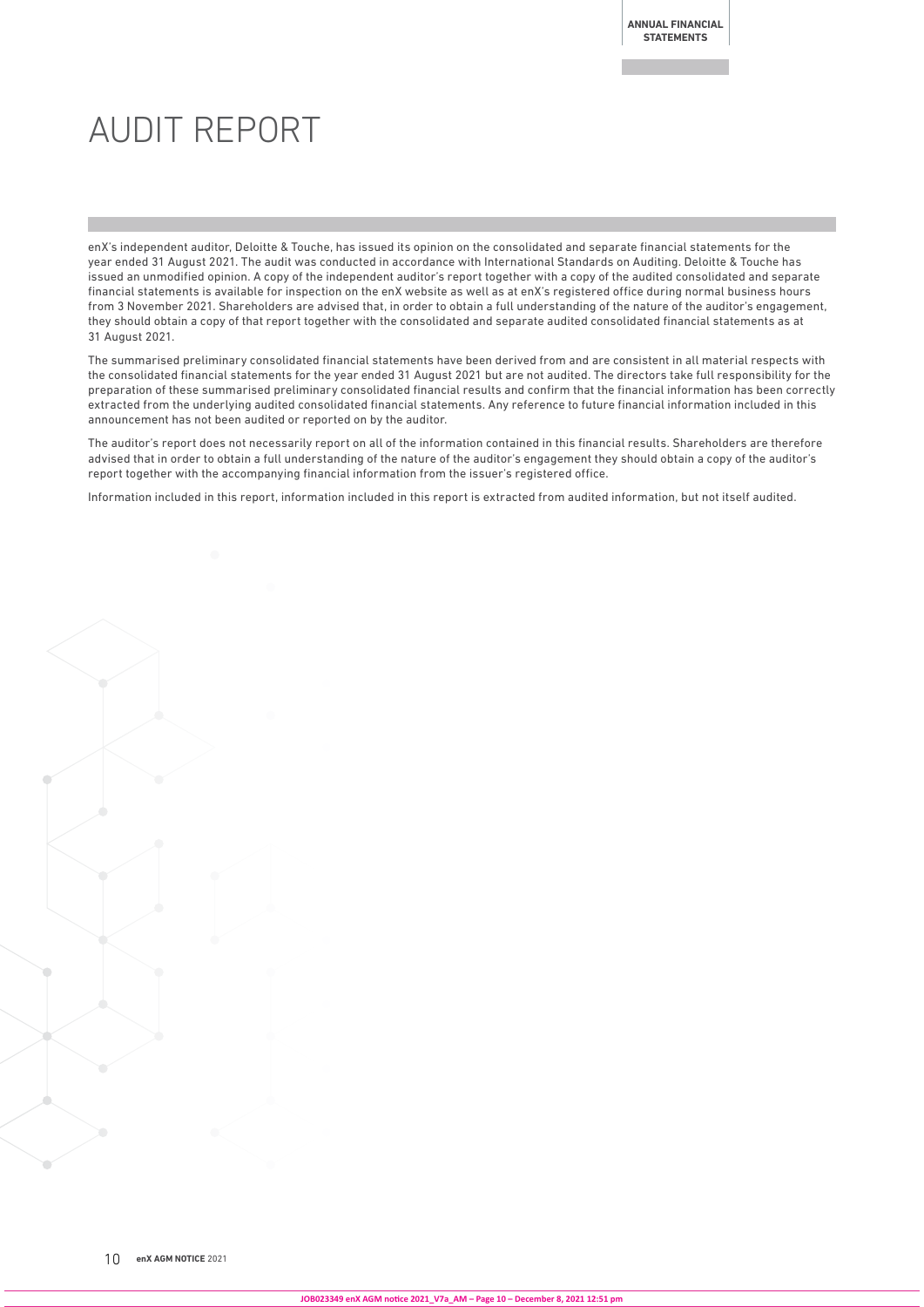# AUDIT REPORT

enX's independent auditor, Deloitte & Touche, has issued its opinion on the consolidated and separate financial statements for the year ended 31 August 2021. The audit was conducted in accordance with International Standards on Auditing. Deloitte & Touche has issued an unmodified opinion. A copy of the independent auditor's report together with a copy of the audited consolidated and separate financial statements is available for inspection on the enX website as well as at enX's registered office during normal business hours from 3 November 2021. Shareholders are advised that, in order to obtain a full understanding of the nature of the auditor's engagement, they should obtain a copy of that report together with the consolidated and separate audited consolidated financial statements as at 31 August 2021.

The summarised preliminary consolidated financial statements have been derived from and are consistent in all material respects with the consolidated financial statements for the year ended 31 August 2021 but are not audited. The directors take full responsibility for the preparation of these summarised preliminary consolidated financial results and confirm that the financial information has been correctly extracted from the underlying audited consolidated financial statements. Any reference to future financial information included in this announcement has not been audited or reported on by the auditor.

The auditor's report does not necessarily report on all of the information contained in this financial results. Shareholders are therefore advised that in order to obtain a full understanding of the nature of the auditor's engagement they should obtain a copy of the auditor's report together with the accompanying financial information from the issuer's registered office.

Information included in this report, information included in this report is extracted from audited information, but not itself audited.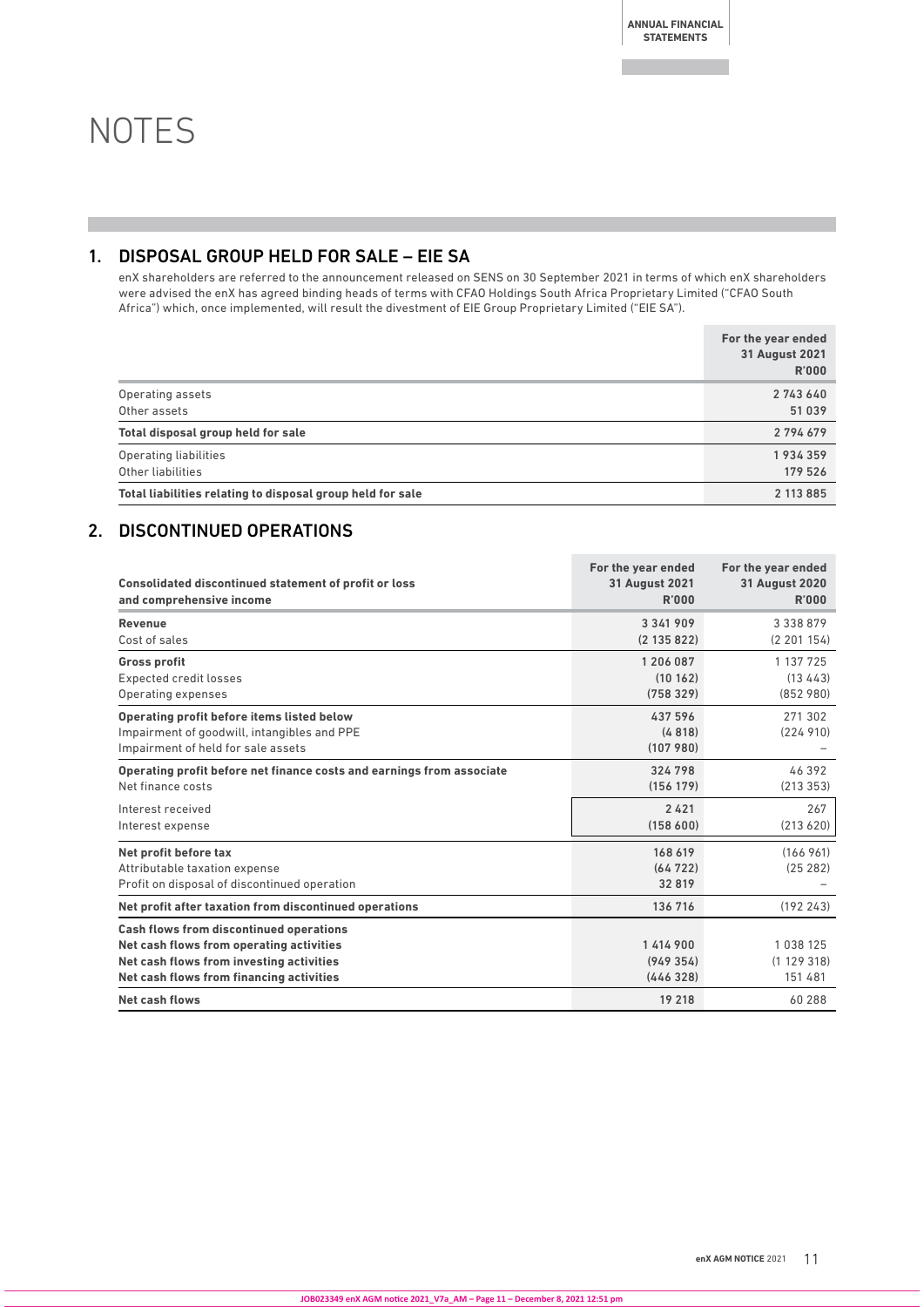# NOTES

## 1. DISPOSAL GROUP HELD FOR SALE – EIE SA

enX shareholders are referred to the announcement released on SENS on 30 September 2021 in terms of which enX shareholders were advised the enX has agreed binding heads of terms with CFAO Holdings South Africa Proprietary Limited ("CFAO South Africa") which, once implemented, will result the divestment of EIE Group Proprietary Limited ("EIE SA").

| | For the year ended 31 August 2021 R'000 |
|---|---|
| Operating assets | 2 743 640 |
| Other assets | 51 039 |
| **Total disposal group held for sale** | **2 794 679** |
| Operating liabilities | 1 934 359 |
| Other liabilities | 179 526 |
| **Total liabilities relating to disposal group held for sale** | **2 113 885** |

## 2. DISCONTINUED OPERATIONS

| Consolidated discontinued statement of profit or loss and comprehensive income | For the year ended 31 August 2021 R'000 | For the year ended 31 August 2020 R'000 |
|---|---|---|
| **Revenue** | 3 341 909 | 3 338 879 |
| Cost of sales | (2 135 822) | (2 201 154) |
| **Gross profit** | 1 206 087 | 1 137 725 |
| Expected credit losses | (10 162) | (13 443) |
| Operating expenses | (758 329) | (852 980) |
| **Operating profit before items listed below** | 437 596 | 271 302 |
| Impairment of goodwill, intangibles and PPE | (4 818) | (224 910) |
| Impairment of held for sale assets | (107 980) | – |
| **Operating profit before net finance costs and earnings from associate** | 324 798 | 46 392 |
| Net finance costs | (156 179) | (213 353) |
| Interest received | 2 421 | 267 |
| Interest expense | (158 600) | (213 620) |
| **Net profit before tax** | 168 619 | (166 961) |
| Attributable taxation expense | (64 722) | (25 282) |
| Profit on disposal of discontinued operation | 32 819 | – |
| **Net profit after taxation from discontinued operations** | 136 716 | (192 243) |
| **Cash flows from discontinued operations** | | |
| **Net cash flows from operating activities** | 1 414 900 | 1 038 125 |
| **Net cash flows from investing activities** | (949 354) | (1 129 318) |
| **Net cash flows from financing activities** | (446 328) | 151 481 |
| **Net cash flows** | 19 218 | 60 288 |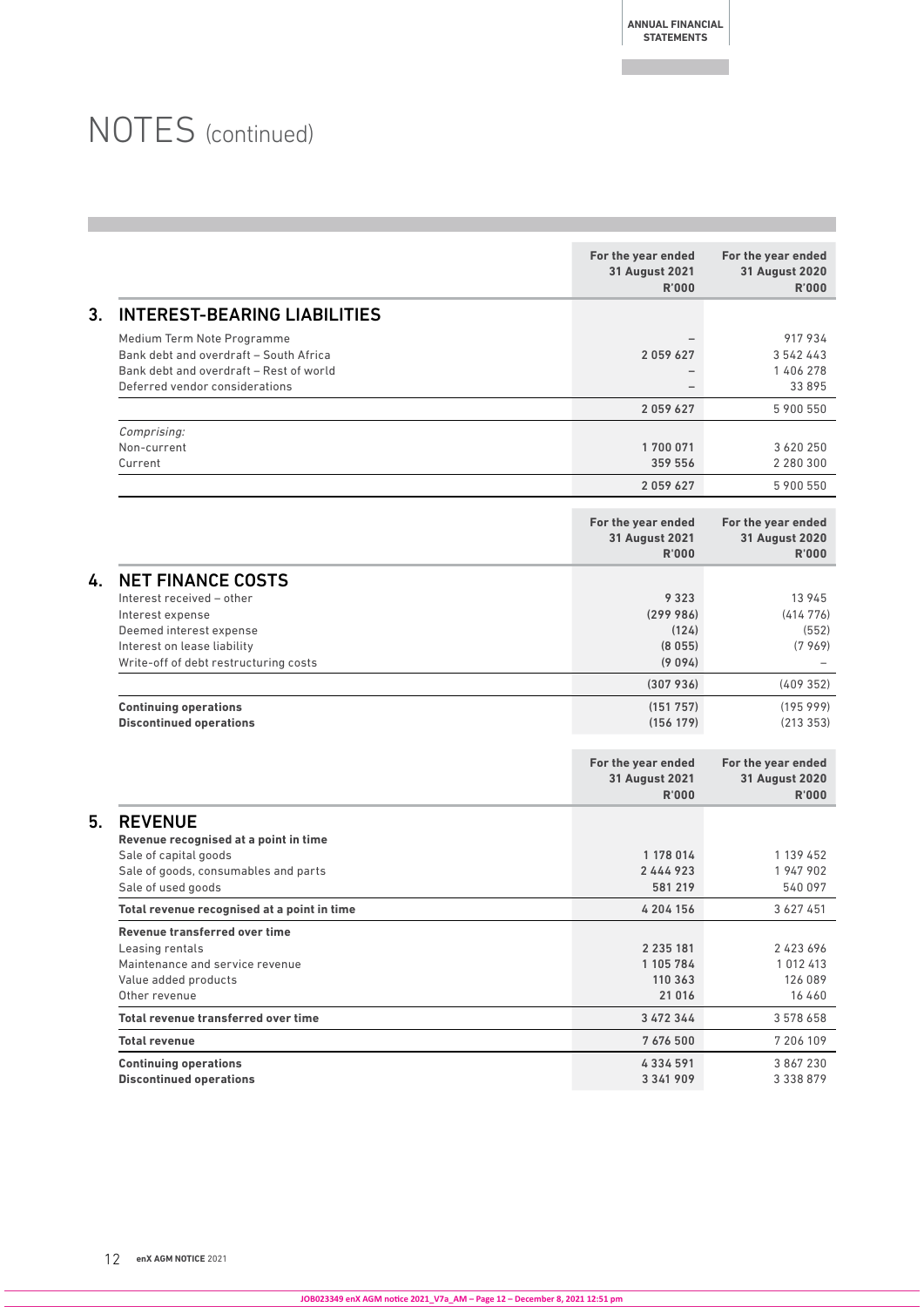# NOTES (continued)

## 3. INTEREST-BEARING LIABILITIES

| | For the year ended 31 August 2021 R'000 | For the year ended 31 August 2020 R'000 |
|---|---|---|
| Medium Term Note Programme | – | 917 934 |
| Bank debt and overdraft – South Africa | 2 059 627 | 3 542 443 |
| Bank debt and overdraft – Rest of world | – | 1 406 278 |
| Deferred vendor considerations | – | 33 895 |
| | 2 059 627 | 5 900 550 |
| *Comprising:* | | |
| Non-current | 1 700 071 | 3 620 250 |
| Current | 359 556 | 2 280 300 |
| | 2 059 627 | 5 900 550 |

## 4. NET FINANCE COSTS

| | For the year ended 31 August 2021 R'000 | For the year ended 31 August 2020 R'000 |
|---|---|---|
| Interest received – other | 9 323 | 13 945 |
| Interest expense | (299 986) | (414 776) |
| Deemed interest expense | (124) | (552) |
| Interest on lease liability | (8 055) | (7 969) |
| Write-off of debt restructuring costs | (9 094) | – |
| | (307 936) | (409 352) |
| **Continuing operations** | (151 757) | (195 999) |
| **Discontinued operations** | (156 179) | (213 353) |

## 5. REVENUE

| | For the year ended 31 August 2021 R'000 | For the year ended 31 August 2020 R'000 |
|---|---|---|
| **Revenue recognised at a point in time** | | |
| Sale of capital goods | 1 178 014 | 1 139 452 |
| Sale of goods, consumables and parts | 2 444 923 | 1 947 902 |
| Sale of used goods | 581 219 | 540 097 |
| **Total revenue recognised at a point in time** | 4 204 156 | 3 627 451 |
| **Revenue transferred over time** | | |
| Leasing rentals | 2 235 181 | 2 423 696 |
| Maintenance and service revenue | 1 105 784 | 1 012 413 |
| Value added products | 110 363 | 126 089 |
| Other revenue | 21 016 | 16 460 |
| **Total revenue transferred over time** | 3 472 344 | 3 578 658 |
| **Total revenue** | 7 676 500 | 7 206 109 |
| **Continuing operations** | 4 334 591 | 3 867 230 |
| **Discontinued operations** | 3 341 909 | 3 338 879 |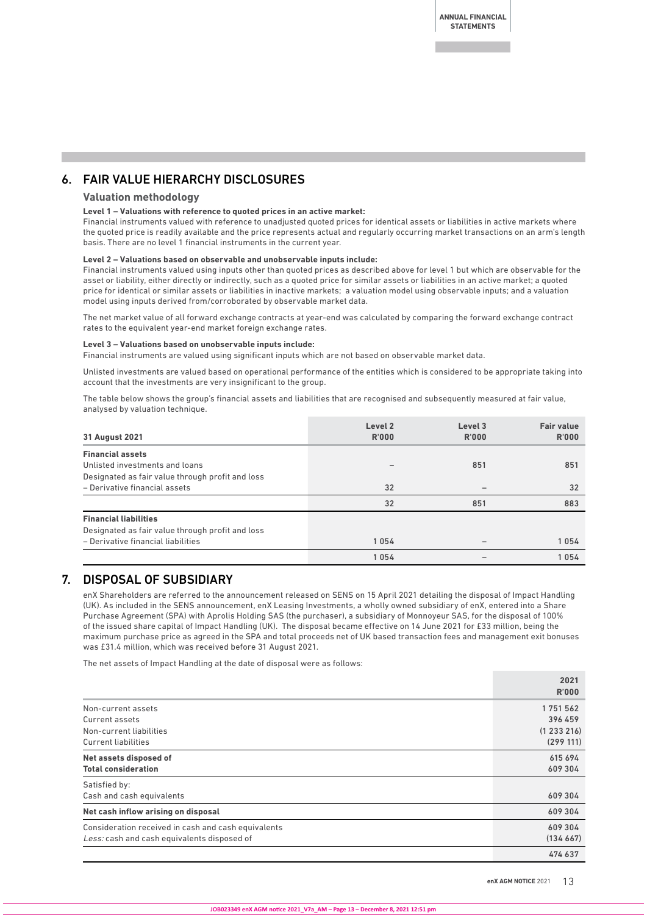## 6. FAIR VALUE HIERARCHY DISCLOSURES

### Valuation methodology

**Level 1 – Valuations with reference to quoted prices in an active market:**
Financial instruments valued with reference to unadjusted quoted prices for identical assets or liabilities in active markets where the quoted price is readily available and the price represents actual and regularly occurring market transactions on an arm's length basis. There are no level 1 financial instruments in the current year.

**Level 2 – Valuations based on observable and unobservable inputs include:**
Financial instruments valued using inputs other than quoted prices as described above for level 1 but which are observable for the asset or liability, either directly or indirectly, such as a quoted price for similar assets or liabilities in an active market; a quoted price for identical or similar assets or liabilities in inactive markets; a valuation model using observable inputs; and a valuation model using inputs derived from/corroborated by observable market data.

The net market value of all forward exchange contracts at year-end was calculated by comparing the forward exchange contract rates to the equivalent year-end market foreign exchange rates.

**Level 3 – Valuations based on unobservable inputs include:**
Financial instruments are valued using significant inputs which are not based on observable market data.

Unlisted investments are valued based on operational performance of the entities which is considered to be appropriate taking into account that the investments are very insignificant to the group.

The table below shows the group's financial assets and liabilities that are recognised and subsequently measured at fair value, analysed by valuation technique.

| 31 August 2021 | Level 2 R'000 | Level 3 R'000 | Fair value R'000 |
|---|---|---|---|
| **Financial assets** | | | |
| Unlisted investments and loans | – | 851 | 851 |
| Designated as fair value through profit and loss | | | |
| – Derivative financial assets | 32 | – | 32 |
| | 32 | 851 | 883 |
| **Financial liabilities** | | | |
| Designated as fair value through profit and loss | | | |
| – Derivative financial liabilities | 1 054 | – | 1 054 |
| | 1 054 | – | 1 054 |

## 7. DISPOSAL OF SUBSIDIARY

enX Shareholders are referred to the announcement released on SENS on 15 April 2021 detailing the disposal of Impact Handling (UK). As included in the SENS announcement, enX Leasing Investments, a wholly owned subsidiary of enX, entered into a Share Purchase Agreement (SPA) with Aprolis Holding SAS (the purchaser), a subsidiary of Monnoyeur SAS, for the disposal of 100% of the issued share capital of Impact Handling (UK). The disposal became effective on 14 June 2021 for £33 million, being the maximum purchase price as agreed in the SPA and total proceeds net of UK based transaction fees and management exit bonuses was £31.4 million, which was received before 31 August 2021.

The net assets of Impact Handling at the date of disposal were as follows:

| | 2021 R'000 |
|---|---|
| Non-current assets | 1 751 562 |
| Current assets | 396 459 |
| Non-current liabilities | (1 233 216) |
| Current liabilities | (299 111) |
| **Net assets disposed of** | 615 694 |
| **Total consideration** | 609 304 |
| Satisfied by: | |
| Cash and cash equivalents | 609 304 |
| **Net cash inflow arising on disposal** | 609 304 |
| Consideration received in cash and cash equivalents | 609 304 |
| *Less:* cash and cash equivalents disposed of | (134 667) |
| | 474 637 |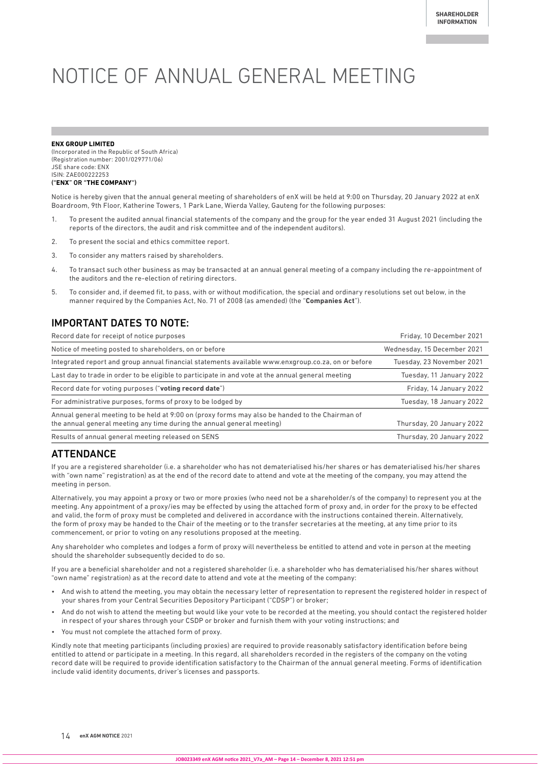# NOTICE OF ANNUAL GENERAL MEETING

**ENX GROUP LIMITED**
(Incorporated in the Republic of South Africa)
(Registration number: 2001/029771/06)
JSE share code: ENX
ISIN: ZAE000222253
**("ENX" OR "THE COMPANY")**

Notice is hereby given that the annual general meeting of shareholders of enX will be held at 9:00 on Thursday, 20 January 2022 at enX Boardroom, 9th Floor, Katherine Towers, 1 Park Lane, Wierda Valley, Gauteng for the following purposes:

1. To present the audited annual financial statements of the company and the group for the year ended 31 August 2021 (including the reports of the directors, the audit and risk committee and of the independent auditors).
2. To present the social and ethics committee report.
3. To consider any matters raised by shareholders.
4. To transact such other business as may be transacted at an annual general meeting of a company including the re-appointment of the auditors and the re-election of retiring directors.
5. To consider and, if deemed fit, to pass, with or without modification, the special and ordinary resolutions set out below, in the manner required by the Companies Act, No. 71 of 2008 (as amended) (the "**Companies Act**").

## IMPORTANT DATES TO NOTE:

| | |
|---|---|
| Record date for receipt of notice purposes | Friday, 10 December 2021 |
| Notice of meeting posted to shareholders, on or before | Wednesday, 15 December 2021 |
| Integrated report and group annual financial statements available www.enxgroup.co.za, on or before | Tuesday, 23 November 2021 |
| Last day to trade in order to be eligible to participate in and vote at the annual general meeting | Tuesday, 11 January 2022 |
| Record date for voting purposes ("**voting record date**") | Friday, 14 January 2022 |
| For administrative purposes, forms of proxy to be lodged by | Tuesday, 18 January 2022 |
| Annual general meeting to be held at 9:00 on (proxy forms may also be handed to the Chairman of the annual general meeting any time during the annual general meeting) | Thursday, 20 January 2022 |
| Results of annual general meeting released on SENS | Thursday, 20 January 2022 |

## ATTENDANCE

If you are a registered shareholder (i.e. a shareholder who has not dematerialised his/her shares or has dematerialised his/her shares with "own name" registration) as at the end of the record date to attend and vote at the meeting of the company, you may attend the meeting in person.

Alternatively, you may appoint a proxy or two or more proxies (who need not be a shareholder/s of the company) to represent you at the meeting. Any appointment of a proxy/ies may be effected by using the attached form of proxy and, in order for the proxy to be effected and valid, the form of proxy must be completed and delivered in accordance with the instructions contained therein. Alternatively, the form of proxy may be handed to the Chair of the meeting or to the transfer secretaries at the meeting, at any time prior to its commencement, or prior to voting on any resolutions proposed at the meeting.

Any shareholder who completes and lodges a form of proxy will nevertheless be entitled to attend and vote in person at the meeting should the shareholder subsequently decided to do so.

If you are a beneficial shareholder and not a registered shareholder (i.e. a shareholder who has dematerialised his/her shares without "own name" registration) as at the record date to attend and vote at the meeting of the company:

- And wish to attend the meeting, you may obtain the necessary letter of representation to represent the registered holder in respect of your shares from your Central Securities Depository Participant ("CDSP") or broker;
- And do not wish to attend the meeting but would like your vote to be recorded at the meeting, you should contact the registered holder in respect of your shares through your CSDP or broker and furnish them with your voting instructions; and
- You must not complete the attached form of proxy.

Kindly note that meeting participants (including proxies) are required to provide reasonably satisfactory identification before being entitled to attend or participate in a meeting. In this regard, all shareholders recorded in the registers of the company on the voting record date will be required to provide identification satisfactory to the Chairman of the annual general meeting. Forms of identification include valid identity documents, driver's licenses and passports.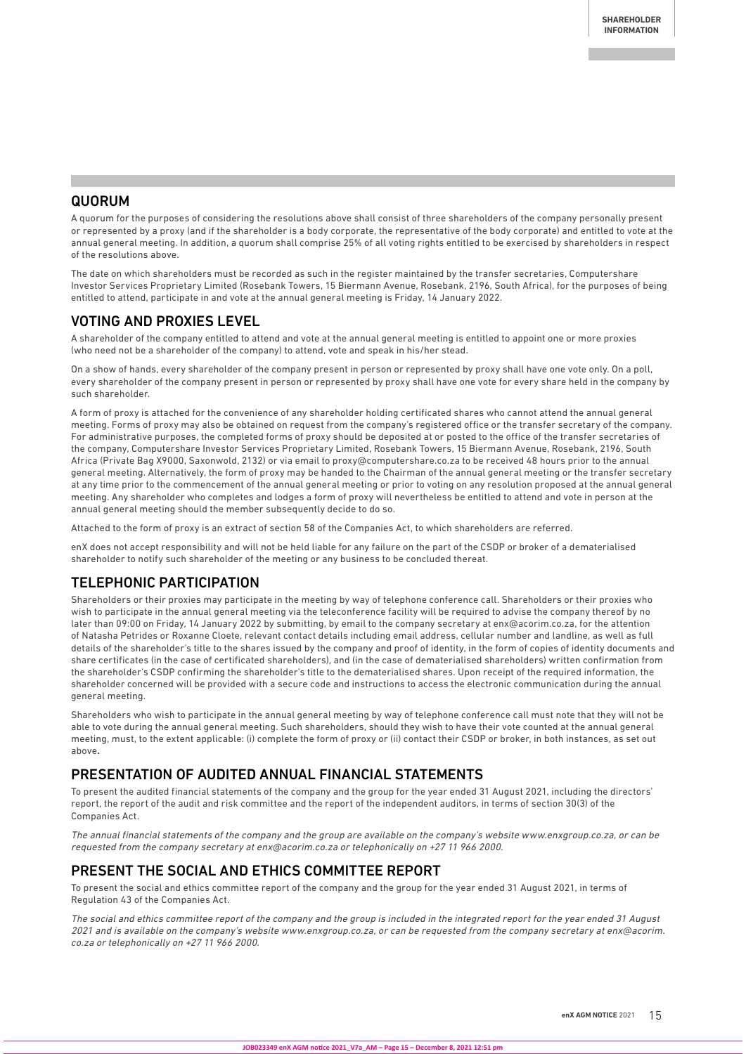## QUORUM

A quorum for the purposes of considering the resolutions above shall consist of three shareholders of the company personally present or represented by a proxy (and if the shareholder is a body corporate, the representative of the body corporate) and entitled to vote at the annual general meeting. In addition, a quorum shall comprise 25% of all voting rights entitled to be exercised by shareholders in respect of the resolutions above.

The date on which shareholders must be recorded as such in the register maintained by the transfer secretaries, Computershare Investor Services Proprietary Limited (Rosebank Towers, 15 Biermann Avenue, Rosebank, 2196, South Africa), for the purposes of being entitled to attend, participate in and vote at the annual general meeting is Friday, 14 January 2022.

## VOTING AND PROXIES LEVEL

A shareholder of the company entitled to attend and vote at the annual general meeting is entitled to appoint one or more proxies (who need not be a shareholder of the company) to attend, vote and speak in his/her stead.

On a show of hands, every shareholder of the company present in person or represented by proxy shall have one vote only. On a poll, every shareholder of the company present in person or represented by proxy shall have one vote for every share held in the company by such shareholder.

A form of proxy is attached for the convenience of any shareholder holding certificated shares who cannot attend the annual general meeting. Forms of proxy may also be obtained on request from the company's registered office or the transfer secretary of the company. For administrative purposes, the completed forms of proxy should be deposited at or posted to the office of the transfer secretaries of the company, Computershare Investor Services Proprietary Limited, Rosebank Towers, 15 Biermann Avenue, Rosebank, 2196, South Africa (Private Bag X9000, Saxonwold, 2132) or via email to proxy@computershare.co.za to be received 48 hours prior to the annual general meeting. Alternatively, the form of proxy may be handed to the Chairman of the annual general meeting or the transfer secretary at any time prior to the commencement of the annual general meeting or prior to voting on any resolution proposed at the annual general meeting. Any shareholder who completes and lodges a form of proxy will nevertheless be entitled to attend and vote in person at the annual general meeting should the member subsequently decide to do so.

Attached to the form of proxy is an extract of section 58 of the Companies Act, to which shareholders are referred.

enX does not accept responsibility and will not be held liable for any failure on the part of the CSDP or broker of a dematerialised shareholder to notify such shareholder of the meeting or any business to be concluded thereat.

## TELEPHONIC PARTICIPATION

Shareholders or their proxies may participate in the meeting by way of telephone conference call. Shareholders or their proxies who wish to participate in the annual general meeting via the teleconference facility will be required to advise the company thereof by no later than 09:00 on Friday, 14 January 2022 by submitting, by email to the company secretary at enx@acorim.co.za, for the attention of Natasha Petrides or Roxanne Cloete, relevant contact details including email address, cellular number and landline, as well as full details of the shareholder's title to the shares issued by the company and proof of identity, in the form of copies of identity documents and share certificates (in the case of certificated shareholders), and (in the case of dematerialised shareholders) written confirmation from the shareholder's CSDP confirming the shareholder's title to the dematerialised shares. Upon receipt of the required information, the shareholder concerned will be provided with a secure code and instructions to access the electronic communication during the annual general meeting.

Shareholders who wish to participate in the annual general meeting by way of telephone conference call must note that they will not be able to vote during the annual general meeting. Such shareholders, should they wish to have their vote counted at the annual general meeting, must, to the extent applicable: (i) complete the form of proxy or (ii) contact their CSDP or broker, in both instances, as set out above.

## PRESENTATION OF AUDITED ANNUAL FINANCIAL STATEMENTS

To present the audited financial statements of the company and the group for the year ended 31 August 2021, including the directors' report, the report of the audit and risk committee and the report of the independent auditors, in terms of section 30(3) of the Companies Act.

*The annual financial statements of the company and the group are available on the company's website www.enxgroup.co.za, or can be requested from the company secretary at enx@acorim.co.za or telephonically on +27 11 966 2000.*

## PRESENT THE SOCIAL AND ETHICS COMMITTEE REPORT

To present the social and ethics committee report of the company and the group for the year ended 31 August 2021, in terms of Regulation 43 of the Companies Act.

*The social and ethics committee report of the company and the group is included in the integrated report for the year ended 31 August 2021 and is available on the company's website www.enxgroup.co.za, or can be requested from the company secretary at enx@acorim.co.za or telephonically on +27 11 966 2000.*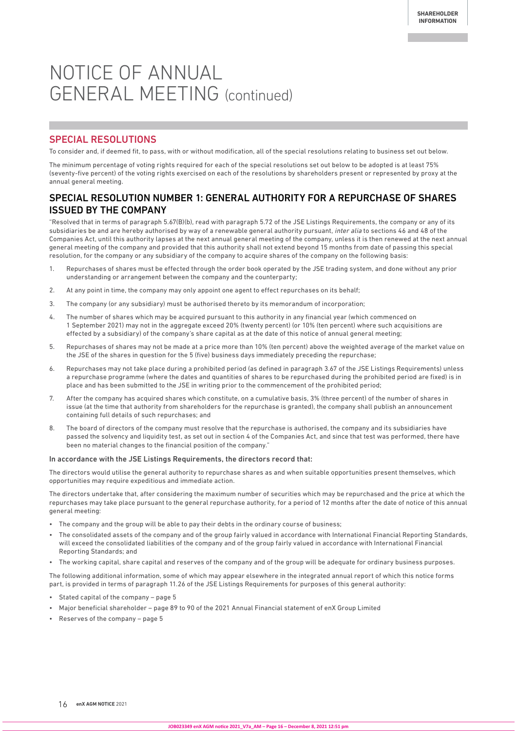# NOTICE OF ANNUAL GENERAL MEETING (continued)

## SPECIAL RESOLUTIONS

To consider and, if deemed fit, to pass, with or without modification, all of the special resolutions relating to business set out below.

The minimum percentage of voting rights required for each of the special resolutions set out below to be adopted is at least 75% (seventy-five percent) of the voting rights exercised on each of the resolutions by shareholders present or represented by proxy at the annual general meeting.

## SPECIAL RESOLUTION NUMBER 1: GENERAL AUTHORITY FOR A REPURCHASE OF SHARES ISSUED BY THE COMPANY

"Resolved that in terms of paragraph 5.67(B)(b), read with paragraph 5.72 of the JSE Listings Requirements, the company or any of its subsidiaries be and are hereby authorised by way of a renewable general authority pursuant, *inter alia* to sections 46 and 48 of the Companies Act, until this authority lapses at the next annual general meeting of the company, unless it is then renewed at the next annual general meeting of the company and provided that this authority shall not extend beyond 15 months from date of passing this special resolution, for the company or any subsidiary of the company to acquire shares of the company on the following basis:

1. Repurchases of shares must be effected through the order book operated by the JSE trading system, and done without any prior understanding or arrangement between the company and the counterparty;
2. At any point in time, the company may only appoint one agent to effect repurchases on its behalf;
3. The company (or any subsidiary) must be authorised thereto by its memorandum of incorporation;
4. The number of shares which may be acquired pursuant to this authority in any financial year (which commenced on 1 September 2021) may not in the aggregate exceed 20% (twenty percent) (or 10% (ten percent) where such acquisitions are effected by a subsidiary) of the company's share capital as at the date of this notice of annual general meeting;
5. Repurchases of shares may not be made at a price more than 10% (ten percent) above the weighted average of the market value on the JSE of the shares in question for the 5 (five) business days immediately preceding the repurchase;
6. Repurchases may not take place during a prohibited period (as defined in paragraph 3.67 of the JSE Listings Requirements) unless a repurchase programme (where the dates and quantities of shares to be repurchased during the prohibited period are fixed) is in place and has been submitted to the JSE in writing prior to the commencement of the prohibited period;
7. After the company has acquired shares which constitute, on a cumulative basis, 3% (three percent) of the number of shares in issue (at the time that authority from shareholders for the repurchase is granted), the company shall publish an announcement containing full details of such repurchases; and
8. The board of directors of the company must resolve that the repurchase is authorised, the company and its subsidiaries have passed the solvency and liquidity test, as set out in section 4 of the Companies Act, and since that test was performed, there have been no material changes to the financial position of the company."

**In accordance with the JSE Listings Requirements, the directors record that:**

The directors would utilise the general authority to repurchase shares as and when suitable opportunities present themselves, which opportunities may require expeditious and immediate action.

The directors undertake that, after considering the maximum number of securities which may be repurchased and the price at which the repurchases may take place pursuant to the general repurchase authority, for a period of 12 months after the date of notice of this annual general meeting:

- The company and the group will be able to pay their debts in the ordinary course of business;
- The consolidated assets of the company and of the group fairly valued in accordance with International Financial Reporting Standards, will exceed the consolidated liabilities of the company and of the group fairly valued in accordance with International Financial Reporting Standards; and
- The working capital, share capital and reserves of the company and of the group will be adequate for ordinary business purposes.

The following additional information, some of which may appear elsewhere in the integrated annual report of which this notice forms part, is provided in terms of paragraph 11.26 of the JSE Listings Requirements for purposes of this general authority:

- Stated capital of the company – page 5
- Major beneficial shareholder – page 89 to 90 of the 2021 Annual Financial statement of enX Group Limited
- Reserves of the company – page 5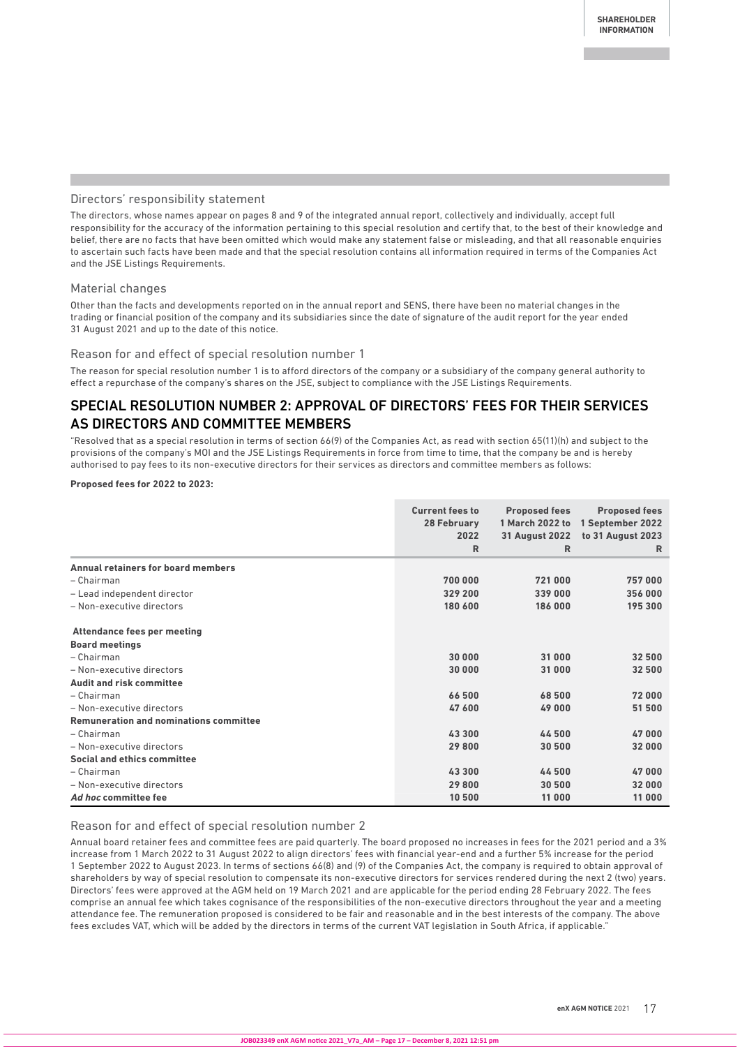### Directors' responsibility statement

The directors, whose names appear on pages 8 and 9 of the integrated annual report, collectively and individually, accept full responsibility for the accuracy of the information pertaining to this special resolution and certify that, to the best of their knowledge and belief, there are no facts that have been omitted which would make any statement false or misleading, and that all reasonable enquiries to ascertain such facts have been made and that the special resolution contains all information required in terms of the Companies Act and the JSE Listings Requirements.

### Material changes

Other than the facts and developments reported on in the annual report and SENS, there have been no material changes in the trading or financial position of the company and its subsidiaries since the date of signature of the audit report for the year ended 31 August 2021 and up to the date of this notice.

### Reason for and effect of special resolution number 1

The reason for special resolution number 1 is to afford directors of the company or a subsidiary of the company general authority to effect a repurchase of the company's shares on the JSE, subject to compliance with the JSE Listings Requirements.

## SPECIAL RESOLUTION NUMBER 2: APPROVAL OF DIRECTORS' FEES FOR THEIR SERVICES AS DIRECTORS AND COMMITTEE MEMBERS

"Resolved that as a special resolution in terms of section 66(9) of the Companies Act, as read with section 65(11)(h) and subject to the provisions of the company's MOI and the JSE Listings Requirements in force from time to time, that the company be and is hereby authorised to pay fees to its non-executive directors for their services as directors and committee members as follows:

**Proposed fees for 2022 to 2023:**

| | Current fees to 28 February 2022 R | Proposed fees 1 March 2022 to 31 August 2022 R | Proposed fees 1 September 2022 to 31 August 2023 R |
|---|---|---|---|
| **Annual retainers for board members** | | | |
| – Chairman | 700 000 | 721 000 | 757 000 |
| – Lead independent director | 329 200 | 339 000 | 356 000 |
| – Non-executive directors | 180 600 | 186 000 | 195 300 |
| **Attendance fees per meeting** | | | |
| **Board meetings** | | | |
| – Chairman | 30 000 | 31 000 | 32 500 |
| – Non-executive directors | 30 000 | 31 000 | 32 500 |
| **Audit and risk committee** | | | |
| – Chairman | 66 500 | 68 500 | 72 000 |
| – Non-executive directors | 47 600 | 49 000 | 51 500 |
| **Remuneration and nominations committee** | | | |
| – Chairman | 43 300 | 44 500 | 47 000 |
| – Non-executive directors | 29 800 | 30 500 | 32 000 |
| **Social and ethics committee** | | | |
| – Chairman | 43 300 | 44 500 | 47 000 |
| – Non-executive directors | 29 800 | 30 500 | 32 000 |
| ***Ad hoc* committee fee** | 10 500 | 11 000 | 11 000 |

### Reason for and effect of special resolution number 2

Annual board retainer fees and committee fees are paid quarterly. The board proposed no increases in fees for the 2021 period and a 3% increase from 1 March 2022 to 31 August 2022 to align directors' fees with financial year-end and a further 5% increase for the period 1 September 2022 to August 2023. In terms of sections 66(8) and (9) of the Companies Act, the company is required to obtain approval of shareholders by way of special resolution to compensate its non-executive directors for services rendered during the next 2 (two) years. Directors' fees were approved at the AGM held on 19 March 2021 and are applicable for the period ending 28 February 2022. The fees comprise an annual fee which takes cognisance of the responsibilities of the non-executive directors throughout the year and a meeting attendance fee. The remuneration proposed is considered to be fair and reasonable and in the best interests of the company. The above fees excludes VAT, which will be added by the directors in terms of the current VAT legislation in South Africa, if applicable."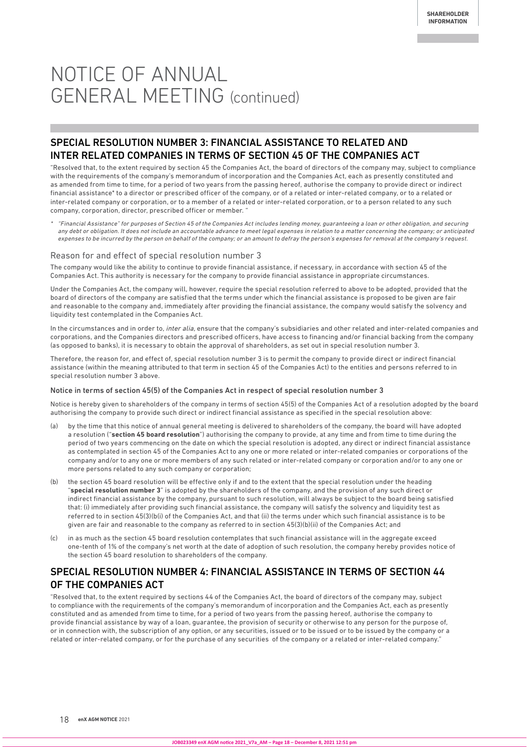# NOTICE OF ANNUAL GENERAL MEETING (continued)

## SPECIAL RESOLUTION NUMBER 3: FINANCIAL ASSISTANCE TO RELATED AND INTER RELATED COMPANIES IN TERMS OF SECTION 45 OF THE COMPANIES ACT

"Resolved that, to the extent required by section 45 the Companies Act, the board of directors of the company may, subject to compliance with the requirements of the company's memorandum of incorporation and the Companies Act, each as presently constituted and as amended from time to time, for a period of two years from the passing hereof, authorise the company to provide direct or indirect financial assistance* to a director or prescribed officer of the company, or of a related or inter-related company, or to a related or inter-related company or corporation, or to a member of a related or inter-related corporation, or to a person related to any such company, corporation, director, prescribed officer or member. "

* *"Financial Assistance" for purposes of Section 45 of the Companies Act includes lending money, guaranteeing a loan or other obligation, and securing any debt or obligation. It does not include an accountable advance to meet legal expenses in relation to a matter concerning the company; or anticipated expenses to be incurred by the person on behalf of the company; or an amount to defray the person's expenses for removal at the company's request.*

### Reason for and effect of special resolution number 3

The company would like the ability to continue to provide financial assistance, if necessary, in accordance with section 45 of the Companies Act. This authority is necessary for the company to provide financial assistance in appropriate circumstances.

Under the Companies Act, the company will, however, require the special resolution referred to above to be adopted, provided that the board of directors of the company are satisfied that the terms under which the financial assistance is proposed to be given are fair and reasonable to the company and, immediately after providing the financial assistance, the company would satisfy the solvency and liquidity test contemplated in the Companies Act.

In the circumstances and in order to, *inter alia*, ensure that the company's subsidiaries and other related and inter-related companies and corporations, and the Companies directors and prescribed officers, have access to financing and/or financial backing from the company (as opposed to banks), it is necessary to obtain the approval of shareholders, as set out in special resolution number 3.

Therefore, the reason for, and effect of, special resolution number 3 is to permit the company to provide direct or indirect financial assistance (within the meaning attributed to that term in section 45 of the Companies Act) to the entities and persons referred to in special resolution number 3 above.

#### Notice in terms of section 45(5) of the Companies Act in respect of special resolution number 3

Notice is hereby given to shareholders of the company in terms of section 45(5) of the Companies Act of a resolution adopted by the board authorising the company to provide such direct or indirect financial assistance as specified in the special resolution above:

(a) by the time that this notice of annual general meeting is delivered to shareholders of the company, the board will have adopted a resolution ("**section 45 board resolution**") authorising the company to provide, at any time and from time to time during the period of two years commencing on the date on which the special resolution is adopted, any direct or indirect financial assistance as contemplated in section 45 of the Companies Act to any one or more related or inter-related companies or corporations of the company and/or to any one or more members of any such related or inter-related company or corporation and/or to any one or more persons related to any such company or corporation;

(b) the section 45 board resolution will be effective only if and to the extent that the special resolution under the heading "**special resolution number 3**" is adopted by the shareholders of the company, and the provision of any such direct or indirect financial assistance by the company, pursuant to such resolution, will always be subject to the board being satisfied that: (i) immediately after providing such financial assistance, the company will satisfy the solvency and liquidity test as referred to in section 45(3)(b(i) of the Companies Act, and that (ii) the terms under which such financial assistance is to be given are fair and reasonable to the company as referred to in section 45(3)(b)(ii) of the Companies Act; and

(c) in as much as the section 45 board resolution contemplates that such financial assistance will in the aggregate exceed one-tenth of 1% of the company's net worth at the date of adoption of such resolution, the company hereby provides notice of the section 45 board resolution to shareholders of the company.

## SPECIAL RESOLUTION NUMBER 4: FINANCIAL ASSISTANCE IN TERMS OF SECTION 44 OF THE COMPANIES ACT

"Resolved that, to the extent required by sections 44 of the Companies Act, the board of directors of the company may, subject to compliance with the requirements of the company's memorandum of incorporation and the Companies Act, each as presently constituted and as amended from time to time, for a period of two years from the passing hereof, authorise the company to provide financial assistance by way of a loan, guarantee, the provision of security or otherwise to any person for the purpose of, or in connection with, the subscription of any option, or any securities, issued or to be issued or to be issued by the company or a related or inter-related company, or for the purchase of any securities of the company or a related or inter-related company."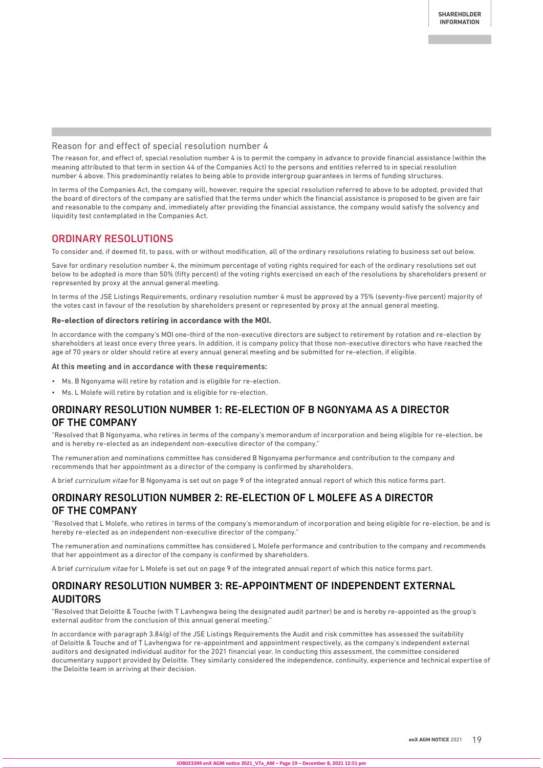### Reason for and effect of special resolution number 4

The reason for, and effect of, special resolution number 4 is to permit the company in advance to provide financial assistance (within the meaning attributed to that term in section 44 of the Companies Act) to the persons and entities referred to in special resolution number 4 above. This predominantly relates to being able to provide intergroup guarantees in terms of funding structures.

In terms of the Companies Act, the company will, however, require the special resolution referred to above to be adopted, provided that the board of directors of the company are satisfied that the terms under which the financial assistance is proposed to be given are fair and reasonable to the company and, immediately after providing the financial assistance, the company would satisfy the solvency and liquidity test contemplated in the Companies Act.

## ORDINARY RESOLUTIONS

To consider and, if deemed fit, to pass, with or without modification, all of the ordinary resolutions relating to business set out below.

Save for ordinary resolution number 4, the minimum percentage of voting rights required for each of the ordinary resolutions set out below to be adopted is more than 50% (fifty percent) of the voting rights exercised on each of the resolutions by shareholders present or represented by proxy at the annual general meeting.

In terms of the JSE Listings Requirements, ordinary resolution number 4 must be approved by a 75% (seventy-five percent) majority of the votes cast in favour of the resolution by shareholders present or represented by proxy at the annual general meeting.

**Re-election of directors retiring in accordance with the MOI.**

In accordance with the company's MOI one-third of the non-executive directors are subject to retirement by rotation and re-election by shareholders at least once every three years. In addition, it is company policy that those non-executive directors who have reached the age of 70 years or older should retire at every annual general meeting and be submitted for re-election, if eligible.

At this meeting and in accordance with these requirements:

- Ms. B Ngonyama will retire by rotation and is eligible for re-election.
- Ms. L Molefe will retire by rotation and is eligible for re-election.

## ORDINARY RESOLUTION NUMBER 1: RE-ELECTION OF B NGONYAMA AS A DIRECTOR OF THE COMPANY

"Resolved that B Ngonyama, who retires in terms of the company's memorandum of incorporation and being eligible for re-election, be and is hereby re-elected as an independent non-executive director of the company."

The remuneration and nominations committee has considered B Ngonyama performance and contribution to the company and recommends that her appointment as a director of the company is confirmed by shareholders.

A brief *curriculum vitae* for B Ngonyama is set out on page 9 of the integrated annual report of which this notice forms part.

## ORDINARY RESOLUTION NUMBER 2: RE-ELECTION OF L MOLEFE AS A DIRECTOR OF THE COMPANY

"Resolved that L Molefe, who retires in terms of the company's memorandum of incorporation and being eligible for re-election, be and is hereby re-elected as an independent non-executive director of the company."

The remuneration and nominations committee has considered L Molefe performance and contribution to the company and recommends that her appointment as a director of the company is confirmed by shareholders.

A brief *curriculum vitae* for L Molefe is set out on page 9 of the integrated annual report of which this notice forms part.

## ORDINARY RESOLUTION NUMBER 3: RE-APPOINTMENT OF INDEPENDENT EXTERNAL AUDITORS

"Resolved that Deloitte & Touche (with T Lavhengwa being the designated audit partner) be and is hereby re-appointed as the group's external auditor from the conclusion of this annual general meeting."

In accordance with paragraph 3.84(g) of the JSE Listings Requirements the Audit and risk committee has assessed the suitability of Deloitte & Touche and of T Lavhengwa for re-appointment and appointment respectively, as the company's independent external auditors and designated individual auditor for the 2021 financial year. In conducting this assessment, the committee considered documentary support provided by Deloitte. They similarly considered the independence, continuity, experience and technical expertise of the Deloitte team in arriving at their decision.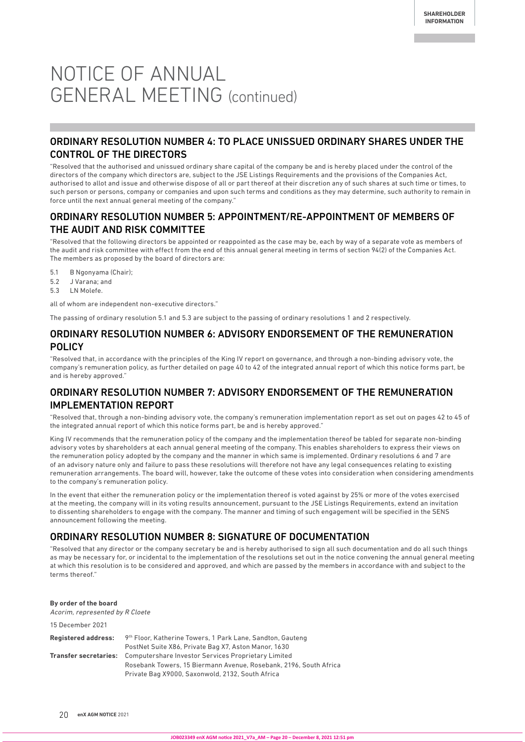# NOTICE OF ANNUAL GENERAL MEETING (continued)

## ORDINARY RESOLUTION NUMBER 4: TO PLACE UNISSUED ORDINARY SHARES UNDER THE CONTROL OF THE DIRECTORS

"Resolved that the authorised and unissued ordinary share capital of the company be and is hereby placed under the control of the directors of the company which directors are, subject to the JSE Listings Requirements and the provisions of the Companies Act, authorised to allot and issue and otherwise dispose of all or part thereof at their discretion any of such shares at such time or times, to such person or persons, company or companies and upon such terms and conditions as they may determine, such authority to remain in force until the next annual general meeting of the company."

## ORDINARY RESOLUTION NUMBER 5: APPOINTMENT/RE-APPOINTMENT OF MEMBERS OF THE AUDIT AND RISK COMMITTEE

"Resolved that the following directors be appointed or reappointed as the case may be, each by way of a separate vote as members of the audit and risk committee with effect from the end of this annual general meeting in terms of section 94(2) of the Companies Act. The members as proposed by the board of directors are:

5.1 B Ngonyama (Chair);
5.2 J Varana; and
5.3 LN Molefe.

all of whom are independent non-executive directors."

The passing of ordinary resolution 5.1 and 5.3 are subject to the passing of ordinary resolutions 1 and 2 respectively.

## ORDINARY RESOLUTION NUMBER 6: ADVISORY ENDORSEMENT OF THE REMUNERATION POLICY

"Resolved that, in accordance with the principles of the King IV report on governance, and through a non-binding advisory vote, the company's remuneration policy, as further detailed on page 40 to 42 of the integrated annual report of which this notice forms part, be and is hereby approved."

## ORDINARY RESOLUTION NUMBER 7: ADVISORY ENDORSEMENT OF THE REMUNERATION IMPLEMENTATION REPORT

"Resolved that, through a non-binding advisory vote, the company's remuneration implementation report as set out on pages 42 to 45 of the integrated annual report of which this notice forms part, be and is hereby approved."

King IV recommends that the remuneration policy of the company and the implementation thereof be tabled for separate non-binding advisory votes by shareholders at each annual general meeting of the company. This enables shareholders to express their views on the remuneration policy adopted by the company and the manner in which same is implemented. Ordinary resolutions 6 and 7 are of an advisory nature only and failure to pass these resolutions will therefore not have any legal consequences relating to existing remuneration arrangements. The board will, however, take the outcome of these votes into consideration when considering amendments to the company's remuneration policy.

In the event that either the remuneration policy or the implementation thereof is voted against by 25% or more of the votes exercised at the meeting, the company will in its voting results announcement, pursuant to the JSE Listings Requirements, extend an invitation to dissenting shareholders to engage with the company. The manner and timing of such engagement will be specified in the SENS announcement following the meeting.

## ORDINARY RESOLUTION NUMBER 8: SIGNATURE OF DOCUMENTATION

"Resolved that any director or the company secretary be and is hereby authorised to sign all such documentation and do all such things as may be necessary for, or incidental to the implementation of the resolutions set out in the notice convening the annual general meeting at which this resolution is to be considered and approved, and which are passed by the members in accordance with and subject to the terms thereof."

**By order of the board**
*Acorim, represented by R Cloete*

15 December 2021

**Registered address:** 9th Floor, Katherine Towers, 1 Park Lane, Sandton, Gauteng
PostNet Suite X86, Private Bag X7, Aston Manor, 1630

**Transfer secretaries:** Computershare Investor Services Proprietary Limited
Rosebank Towers, 15 Biermann Avenue, Rosebank, 2196, South Africa
Private Bag X9000, Saxonwold, 2132, South Africa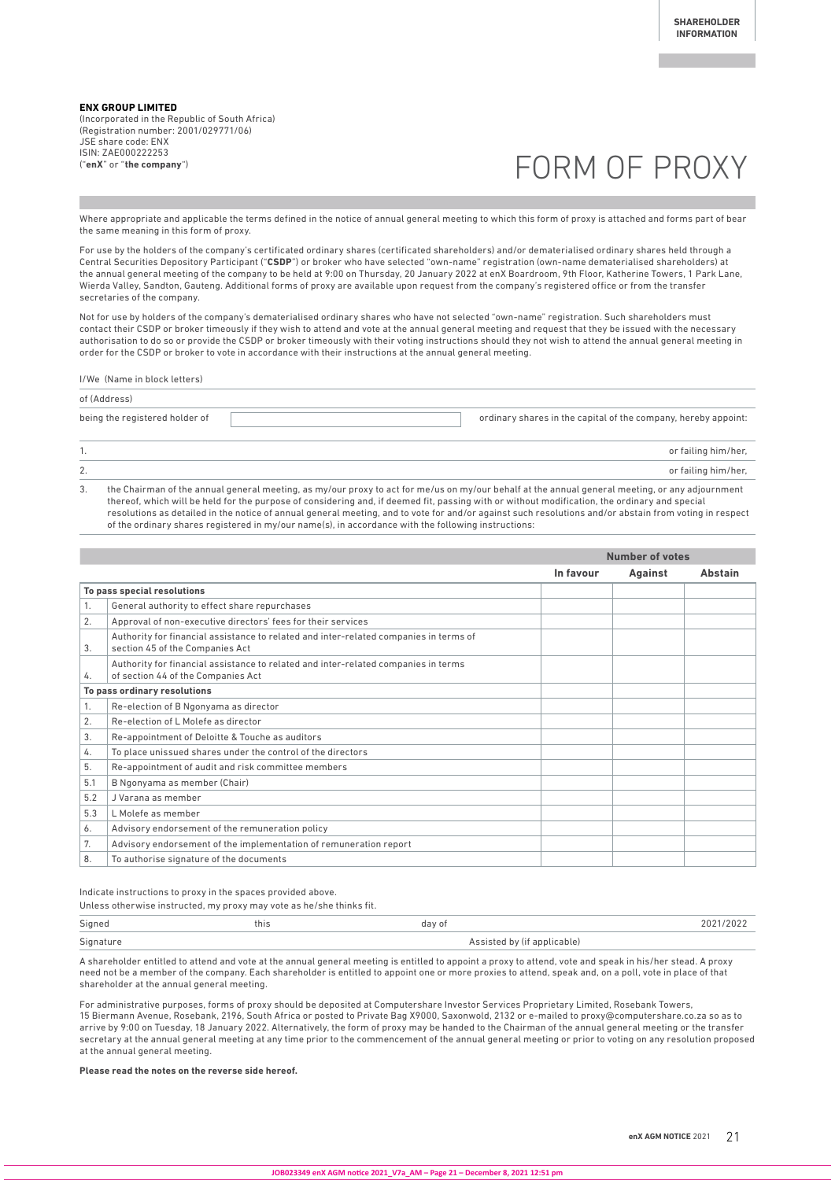**ENX GROUP LIMITED**
(Incorporated in the Republic of South Africa)
(Registration number: 2001/029771/06)
JSE share code: ENX
ISIN: ZAE000222253
("**enX**" or "**the company**")

# FORM OF PROXY

Where appropriate and applicable the terms defined in the notice of annual general meeting to which this form of proxy is attached and forms part of bear the same meaning in this form of proxy.

For use by the holders of the company's certificated ordinary shares (certificated shareholders) and/or dematerialised ordinary shares held through a Central Securities Depository Participant ("**CSDP**") or broker who have selected "own-name" registration (own-name dematerialised shareholders) at the annual general meeting of the company to be held at 9:00 on Thursday, 20 January 2022 at enX Boardroom, 9th Floor, Katherine Towers, 1 Park Lane, Wierda Valley, Sandton, Gauteng. Additional forms of proxy are available upon request from the company's registered office or from the transfer secretaries of the company.

Not for use by holders of the company's dematerialised ordinary shares who have not selected "own-name" registration. Such shareholders must contact their CSDP or broker timeously if they wish to attend and vote at the annual general meeting and request that they be issued with the necessary authorisation to do so or provide the CSDP or broker timeously with their voting instructions should they not wish to attend the annual general meeting in order for the CSDP or broker to vote in accordance with their instructions at the annual general meeting.

I/We (Name in block letters)

of (Address)

being the registered holder of ____________________ ordinary shares in the capital of the company, hereby appoint:

1. ______________________________________________ or failing him/her,
2. ______________________________________________ or failing him/her,
3. the Chairman of the annual general meeting, as my/our proxy to act for me/us on my/our behalf at the annual general meeting, or any adjournment thereof, which will be held for the purpose of considering and, if deemed fit, passing with or without modification, the ordinary and special resolutions as detailed in the notice of annual general meeting, and to vote for and/or against such resolutions and/or abstain from voting in respect of the ordinary shares registered in my/our name(s), in accordance with the following instructions:

| | | Number of votes | | |
|---|---|---|---|---|
| | | **In favour** | **Against** | **Abstain** |
| **To pass special resolutions** | | | | |
| 1. | General authority to effect share repurchases | | | |
| 2. | Approval of non-executive directors' fees for their services | | | |
| 3. | Authority for financial assistance to related and inter-related companies in terms of section 45 of the Companies Act | | | |
| 4. | Authority for financial assistance to related and inter-related companies in terms of section 44 of the Companies Act | | | |
| **To pass ordinary resolutions** | | | | |
| 1. | Re-election of B Ngonyama as director | | | |
| 2. | Re-election of L Molefe as director | | | |
| 3. | Re-appointment of Deloitte & Touche as auditors | | | |
| 4. | To place unissued shares under the control of the directors | | | |
| 5. | Re-appointment of audit and risk committee members | | | |
| 5.1 | B Ngonyama as member (Chair) | | | |
| 5.2 | J Varana as member | | | |
| 5.3 | L Molefe as member | | | |
| 6. | Advisory endorsement of the remuneration policy | | | |
| 7. | Advisory endorsement of the implementation of remuneration report | | | |
| 8. | To authorise signature of the documents | | | |

Indicate instructions to proxy in the spaces provided above.
Unless otherwise instructed, my proxy may vote as he/she thinks fit.

Signed ____________ this ____________ day of ____________ 2021/2022

Signature ____________ Assisted by (if applicable) ____________

A shareholder entitled to attend and vote at the annual general meeting is entitled to appoint a proxy to attend, vote and speak in his/her stead. A proxy need not be a member of the company. Each shareholder is entitled to appoint one or more proxies to attend, speak and, on a poll, vote in place of that shareholder at the annual general meeting.

For administrative purposes, forms of proxy should be deposited at Computershare Investor Services Proprietary Limited, Rosebank Towers, 15 Biermann Avenue, Rosebank, 2196, South Africa or posted to Private Bag X9000, Saxonwold, 2132 or e-mailed to proxy@computershare.co.za so as to arrive by 9:00 on Tuesday, 18 January 2022. Alternatively, the form of proxy may be handed to the Chairman of the annual general meeting or the transfer secretary at the annual general meeting at any time prior to the commencement of the annual general meeting or prior to voting on any resolution proposed at the annual general meeting.

**Please read the notes on the reverse side hereof.**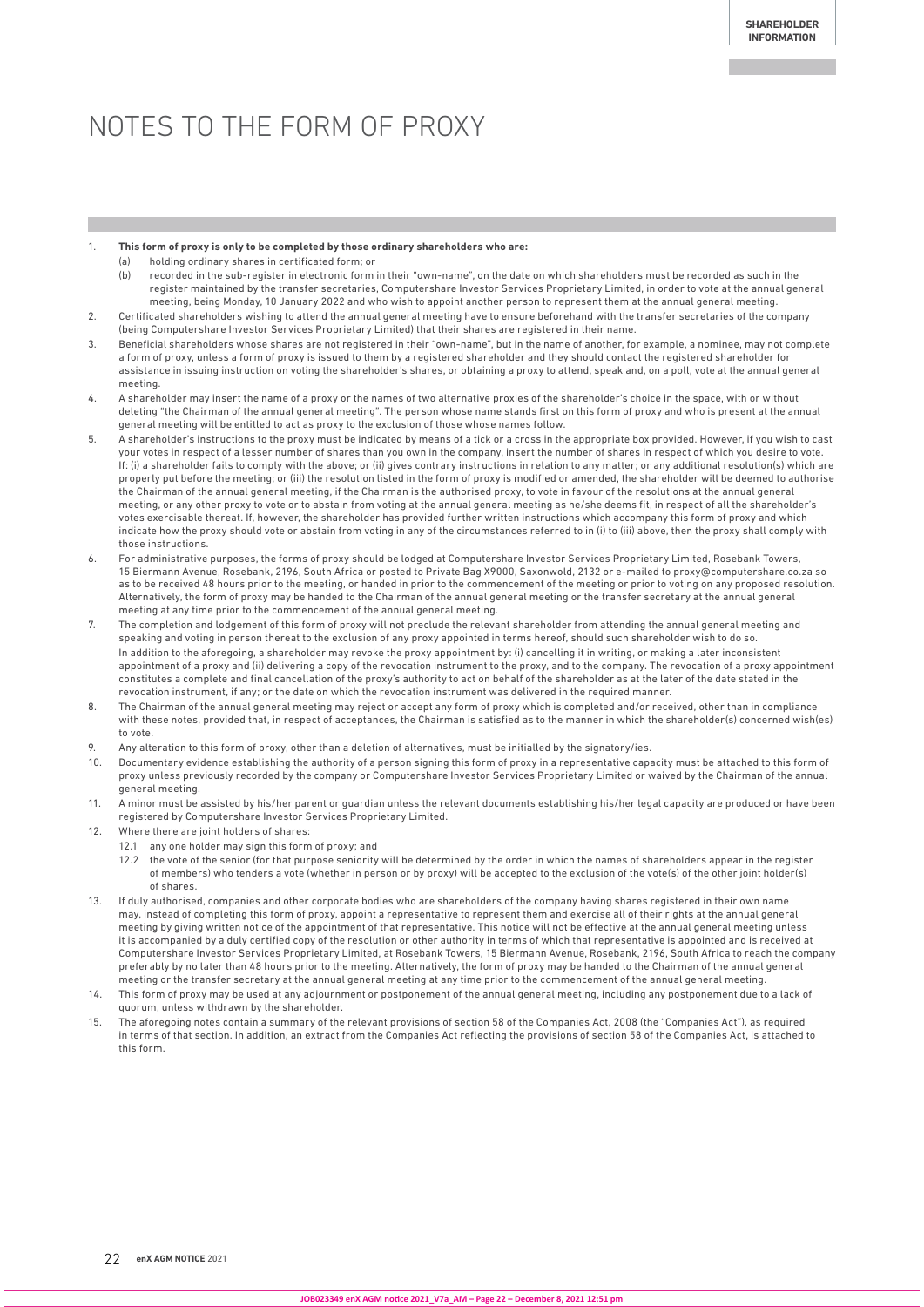# NOTES TO THE FORM OF PROXY

1. **This form of proxy is only to be completed by those ordinary shareholders who are:**
   (a) holding ordinary shares in certificated form; or
   (b) recorded in the sub-register in electronic form in their "own-name", on the date on which shareholders must be recorded as such in the register maintained by the transfer secretaries, Computershare Investor Services Proprietary Limited, in order to vote at the annual general meeting, being Monday, 10 January 2022 and who wish to appoint another person to represent them at the annual general meeting.
2. Certificated shareholders wishing to attend the annual general meeting have to ensure beforehand with the transfer secretaries of the company (being Computershare Investor Services Proprietary Limited) that their shares are registered in their name.
3. Beneficial shareholders whose shares are not registered in their "own-name", but in the name of another, for example, a nominee, may not complete a form of proxy, unless a form of proxy is issued to them by a registered shareholder and they should contact the registered shareholder for assistance in issuing instruction on voting the shareholder's shares, or obtaining a proxy to attend, speak and, on a poll, vote at the annual general meeting.
4. A shareholder may insert the name of a proxy or the names of two alternative proxies of the shareholder's choice in the space, with or without deleting "the Chairman of the annual general meeting". The person whose name stands first on this form of proxy and who is present at the annual general meeting will be entitled to act as proxy to the exclusion of those whose names follow.
5. A shareholder's instructions to the proxy must be indicated by means of a tick or a cross in the appropriate box provided. However, if you wish to cast your votes in respect of a lesser number of shares than you own in the company, insert the number of shares in respect of which you desire to vote. If: (i) a shareholder fails to comply with the above; or (ii) gives contrary instructions in relation to any matter; or any additional resolution(s) which are properly put before the meeting; or (iii) the resolution listed in the form of proxy is modified or amended, the shareholder will be deemed to authorise the Chairman of the annual general meeting, if the Chairman is the authorised proxy, to vote in favour of the resolutions at the annual general meeting, or any other proxy to vote or to abstain from voting at the annual general meeting as he/she deems fit, in respect of all the shareholder's votes exercisable thereat. If, however, the shareholder has provided further written instructions which accompany this form of proxy and which indicate how the proxy should vote or abstain from voting in any of the circumstances referred to in (i) to (iii) above, then the proxy shall comply with those instructions.
6. For administrative purposes, the forms of proxy should be lodged at Computershare Investor Services Proprietary Limited, Rosebank Towers, 15 Biermann Avenue, Rosebank, 2196, South Africa or posted to Private Bag X9000, Saxonwold, 2132 or e-mailed to proxy@computershare.co.za so as to be received 48 hours prior to the meeting, or handed in prior to the commencement of the meeting or prior to voting on any proposed resolution. Alternatively, the form of proxy may be handed to the Chairman of the annual general meeting or the transfer secretary at the annual general meeting at any time prior to the commencement of the annual general meeting.
7. The completion and lodgement of this form of proxy will not preclude the relevant shareholder from attending the annual general meeting and speaking and voting in person thereat to the exclusion of any proxy appointed in terms hereof, should such shareholder wish to do so.
   In addition to the aforegoing, a shareholder may revoke the proxy appointment by: (i) cancelling it in writing, or making a later inconsistent appointment of a proxy and (ii) delivering a copy of the revocation instrument to the proxy, and to the company. The revocation of a proxy appointment constitutes a complete and final cancellation of the proxy's authority to act on behalf of the shareholder as at the later of the date stated in the revocation instrument, if any; or the date on which the revocation instrument was delivered in the required manner.
8. The Chairman of the annual general meeting may reject or accept any form of proxy which is completed and/or received, other than in compliance with these notes, provided that, in respect of acceptances, the Chairman is satisfied as to the manner in which the shareholder(s) concerned wish(es) to vote.
9. Any alteration to this form of proxy, other than a deletion of alternatives, must be initialled by the signatory/ies.
10. Documentary evidence establishing the authority of a person signing this form of proxy in a representative capacity must be attached to this form of proxy unless previously recorded by the company or Computershare Investor Services Proprietary Limited or waived by the Chairman of the annual general meeting.
11. A minor must be assisted by his/her parent or guardian unless the relevant documents establishing his/her legal capacity are produced or have been registered by Computershare Investor Services Proprietary Limited.
12. Where there are joint holders of shares:
    12.1 any one holder may sign this form of proxy; and
    12.2 the vote of the senior (for that purpose seniority will be determined by the order in which the names of shareholders appear in the register of members) who tenders a vote (whether in person or by proxy) will be accepted to the exclusion of the vote(s) of the other joint holder(s) of shares.
13. If duly authorised, companies and other corporate bodies who are shareholders of the company having shares registered in their own name may, instead of completing this form of proxy, appoint a representative to represent them and exercise all of their rights at the annual general meeting by giving written notice of the appointment of that representative. This notice will not be effective at the annual general meeting unless it is accompanied by a duly certified copy of the resolution or other authority in terms of which that representative is appointed and is received at Computershare Investor Services Proprietary Limited, at Rosebank Towers, 15 Biermann Avenue, Rosebank, 2196, South Africa to reach the company preferably by no later than 48 hours prior to the meeting. Alternatively, the form of proxy may be handed to the Chairman of the annual general meeting or the transfer secretary at the annual general meeting at any time prior to the commencement of the annual general meeting.
14. This form of proxy may be used at any adjournment or postponement of the annual general meeting, including any postponement due to a lack of quorum, unless withdrawn by the shareholder.
15. The aforegoing notes contain a summary of the relevant provisions of section 58 of the Companies Act, 2008 (the "Companies Act"), as required in terms of that section. In addition, an extract from the Companies Act reflecting the provisions of section 58 of the Companies Act, is attached to this form.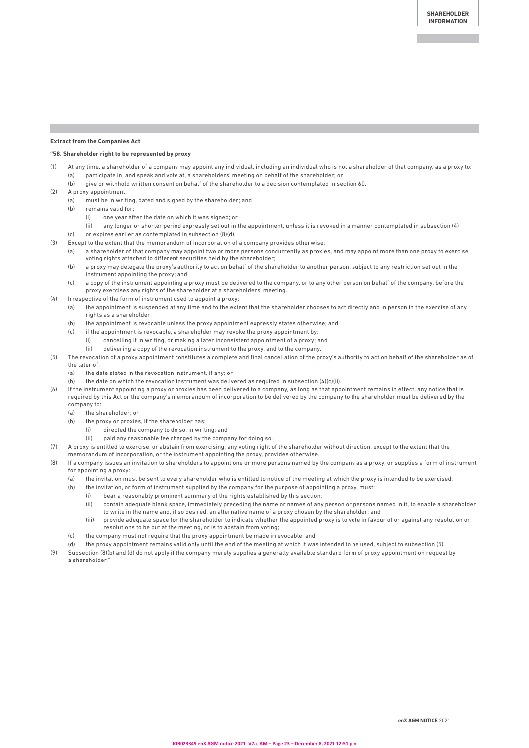**Extract from the Companies Act**

**"58. Shareholder right to be represented by proxy**

(1) At any time, a shareholder of a company may appoint any individual, including an individual who is not a shareholder of that company, as a proxy to:
  - (a) participate in, and speak and vote at, a shareholders' meeting on behalf of the shareholder; or
  - (b) give or withhold written consent on behalf of the shareholder to a decision contemplated in section 60.

(2) A proxy appointment:
  - (a) must be in writing, dated and signed by the shareholder; and
  - (b) remains valid for:
    - (i) one year after the date on which it was signed; or
    - (ii) any longer or shorter period expressly set out in the appointment, unless it is revoked in a manner contemplated in subsection (4)
  - (c) or expires earlier as contemplated in subsection (8)(d).

(3) Except to the extent that the memorandum of incorporation of a company provides otherwise:
  - (a) a shareholder of that company may appoint two or more persons concurrently as proxies, and may appoint more than one proxy to exercise voting rights attached to different securities held by the shareholder;
  - (b) a proxy may delegate the proxy's authority to act on behalf of the shareholder to another person, subject to any restriction set out in the instrument appointing the proxy; and
  - (c) a copy of the instrument appointing a proxy must be delivered to the company, or to any other person on behalf of the company, before the proxy exercises any rights of the shareholder at a shareholders' meeting.

(4) Irrespective of the form of instrument used to appoint a proxy:
  - (a) the appointment is suspended at any time and to the extent that the shareholder chooses to act directly and in person in the exercise of any rights as a shareholder;
  - (b) the appointment is revocable unless the proxy appointment expressly states otherwise; and
  - (c) if the appointment is revocable, a shareholder may revoke the proxy appointment by:
    - (i) cancelling it in writing, or making a later inconsistent appointment of a proxy; and
    - (ii) delivering a copy of the revocation instrument to the proxy, and to the company.

(5) The revocation of a proxy appointment constitutes a complete and final cancellation of the proxy's authority to act on behalf of the shareholder as of the later of:
  - (a) the date stated in the revocation instrument, if any; or
  - (b) the date on which the revocation instrument was delivered as required in subsection (4)(c)(ii).

(6) If the instrument appointing a proxy or proxies has been delivered to a company, as long as that appointment remains in effect, any notice that is required by this Act or the company's memorandum of incorporation to be delivered by the company to the shareholder must be delivered by the company to:
  - (a) the shareholder; or
  - (b) the proxy or proxies, if the shareholder has:
    - (i) directed the company to do so, in writing; and
    - (ii) paid any reasonable fee charged by the company for doing so.

(7) A proxy is entitled to exercise, or abstain from exercising, any voting right of the shareholder without direction, except to the extent that the memorandum of incorporation, or the instrument appointing the proxy, provides otherwise.

(8) If a company issues an invitation to shareholders to appoint one or more persons named by the company as a proxy, or supplies a form of instrument for appointing a proxy:
  - (a) the invitation must be sent to every shareholder who is entitled to notice of the meeting at which the proxy is intended to be exercised;
  - (b) the invitation, or form of instrument supplied by the company for the purpose of appointing a proxy, must:
    - (i) bear a reasonably prominent summary of the rights established by this section;
    - (ii) contain adequate blank space, immediately preceding the name or names of any person or persons named in it, to enable a shareholder to write in the name and, if so desired, an alternative name of a proxy chosen by the shareholder; and
    - (iii) provide adequate space for the shareholder to indicate whether the appointed proxy is to vote in favour of or against any resolution or resolutions to be put at the meeting, or is to abstain from voting;
  - (c) the company must not require that the proxy appointment be made irrevocable; and
  - (d) the proxy appointment remains valid only until the end of the meeting at which it was intended to be used, subject to subsection (5).

(9) Subsection (8)(b) and (d) do not apply if the company merely supplies a generally available standard form of proxy appointment on request by a shareholder."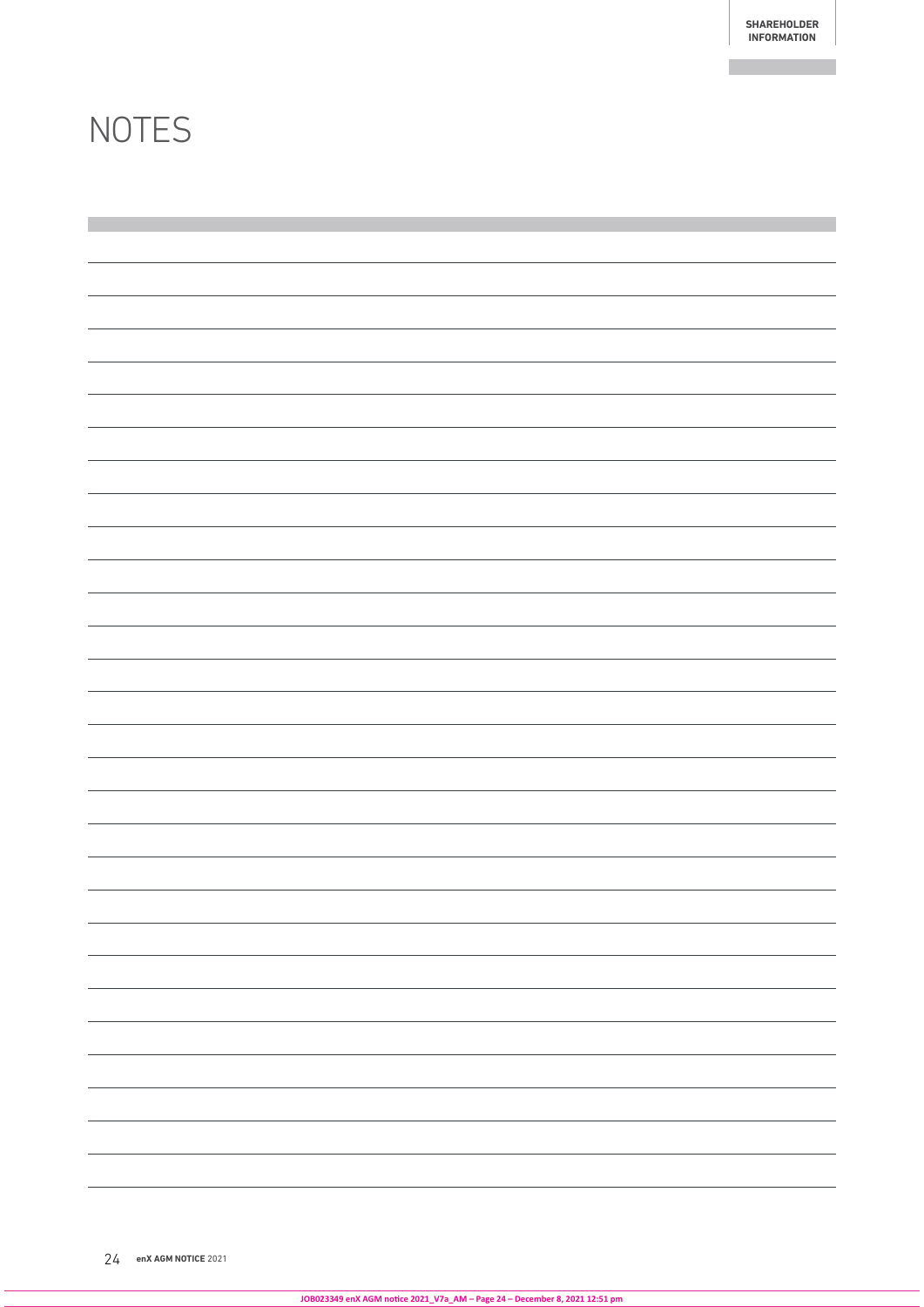# NOTES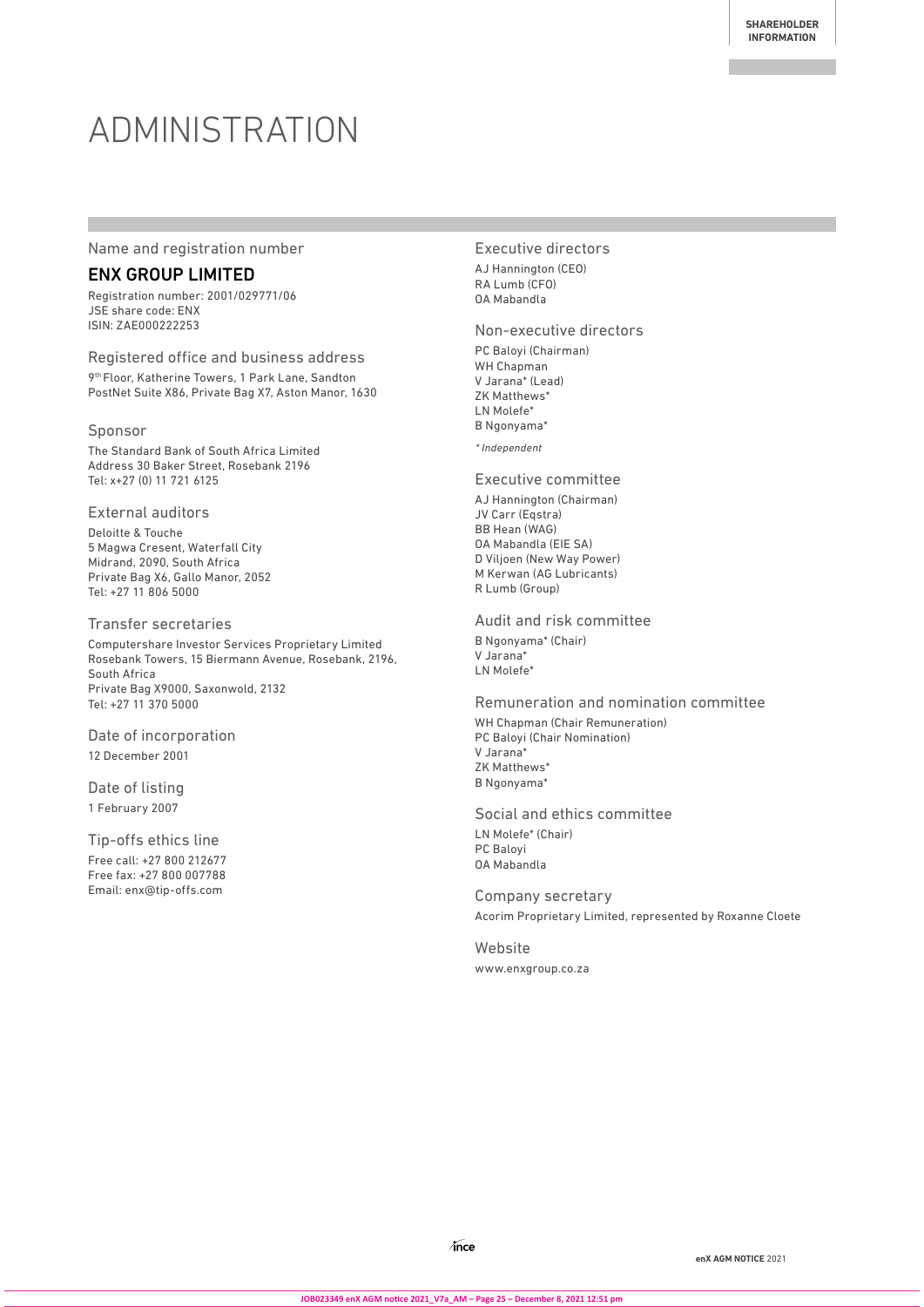# ADMINISTRATION

## Name and registration number

**ENX GROUP LIMITED**

Registration number: 2001/029771/06
JSE share code: ENX
ISIN: ZAE000222253

## Registered office and business address

9th Floor, Katherine Towers, 1 Park Lane, Sandton
PostNet Suite X86, Private Bag X7, Aston Manor, 1630

## Sponsor

The Standard Bank of South Africa Limited
Address 30 Baker Street, Rosebank 2196
Tel: x+27 (0) 11 721 6125

## External auditors

Deloitte & Touche
5 Magwa Cresent, Waterfall City
Midrand, 2090, South Africa
Private Bag X6, Gallo Manor, 2052
Tel: +27 11 806 5000

## Transfer secretaries

Computershare Investor Services Proprietary Limited
Rosebank Towers, 15 Biermann Avenue, Rosebank, 2196, South Africa
Private Bag X9000, Saxonwold, 2132
Tel: +27 11 370 5000

## Date of incorporation

12 December 2001

## Date of listing

1 February 2007

## Tip-offs ethics line

Free call: +27 800 212677
Free fax: +27 800 007788
Email: enx@tip-offs.com

## Executive directors

AJ Hannington (CEO)
RA Lumb (CFO)
OA Mabandla

## Non-executive directors

PC Baloyi (Chairman)
WH Chapman
V Jarana* (Lead)
ZK Matthews*
LN Molefe*
B Ngonyama*

*\* Independent*

## Executive committee

AJ Hannington (Chairman)
JV Carr (Eqstra)
BB Hean (WAG)
OA Mabandla (EIE SA)
D Viljoen (New Way Power)
M Kerwan (AG Lubricants)
R Lumb (Group)

## Audit and risk committee

B Ngonyama* (Chair)
V Jarana*
LN Molefe*

## Remuneration and nomination committee

WH Chapman (Chair Remuneration)
PC Baloyi (Chair Nomination)
V Jarana*
ZK Matthews*
B Ngonyama*

## Social and ethics committee

LN Molefe* (Chair)
PC Baloyi
OA Mabandla

## Company secretary

Acorim Proprietary Limited, represented by Roxanne Cloete

## Website

www.enxgroup.co.za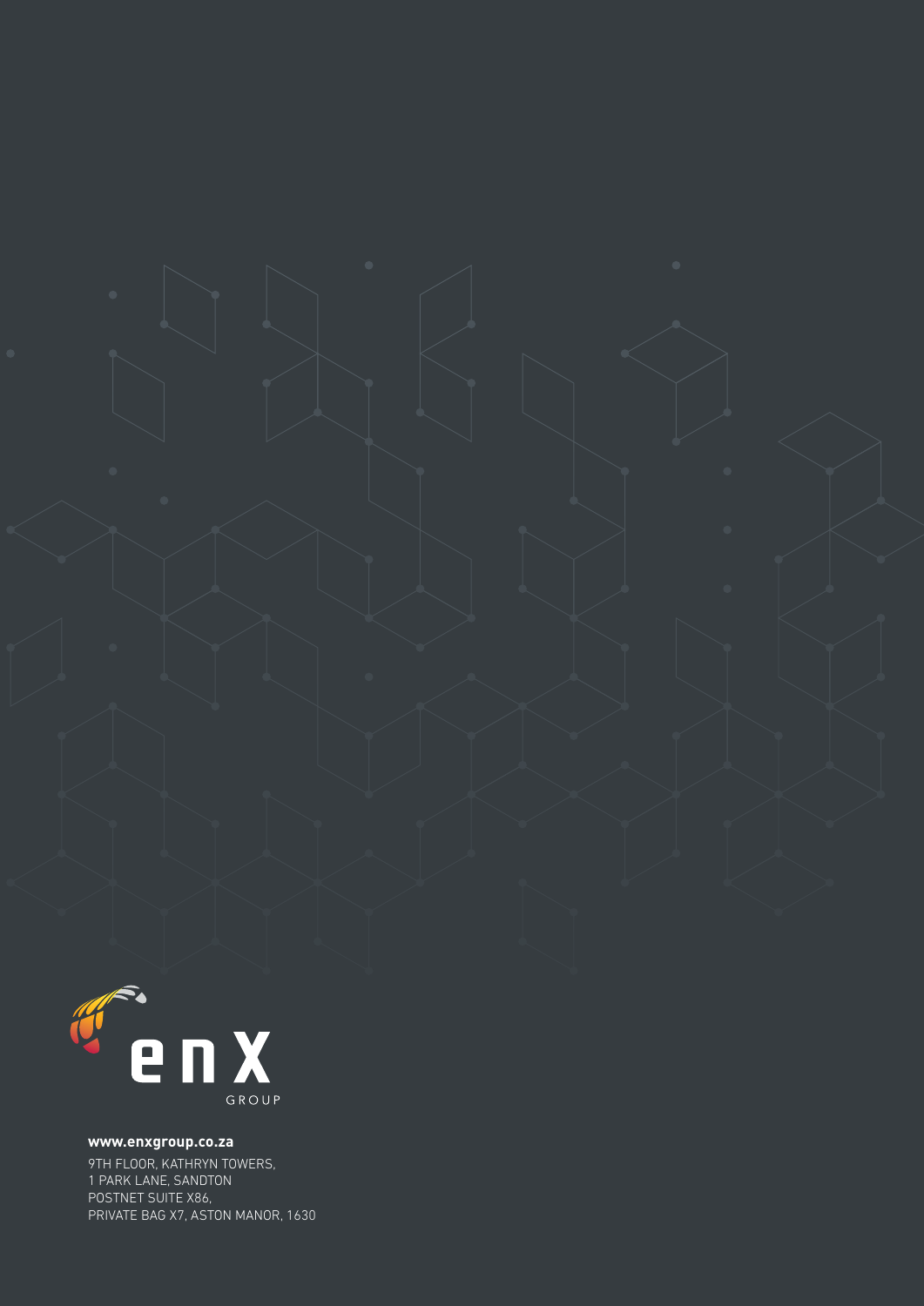enX GROUP

**www.enxgroup.co.za**

9TH FLOOR, KATHRYN TOWERS,
1 PARK LANE, SANDTON
POSTNET SUITE X86,
PRIVATE BAG X7, ASTON MANOR, 1630